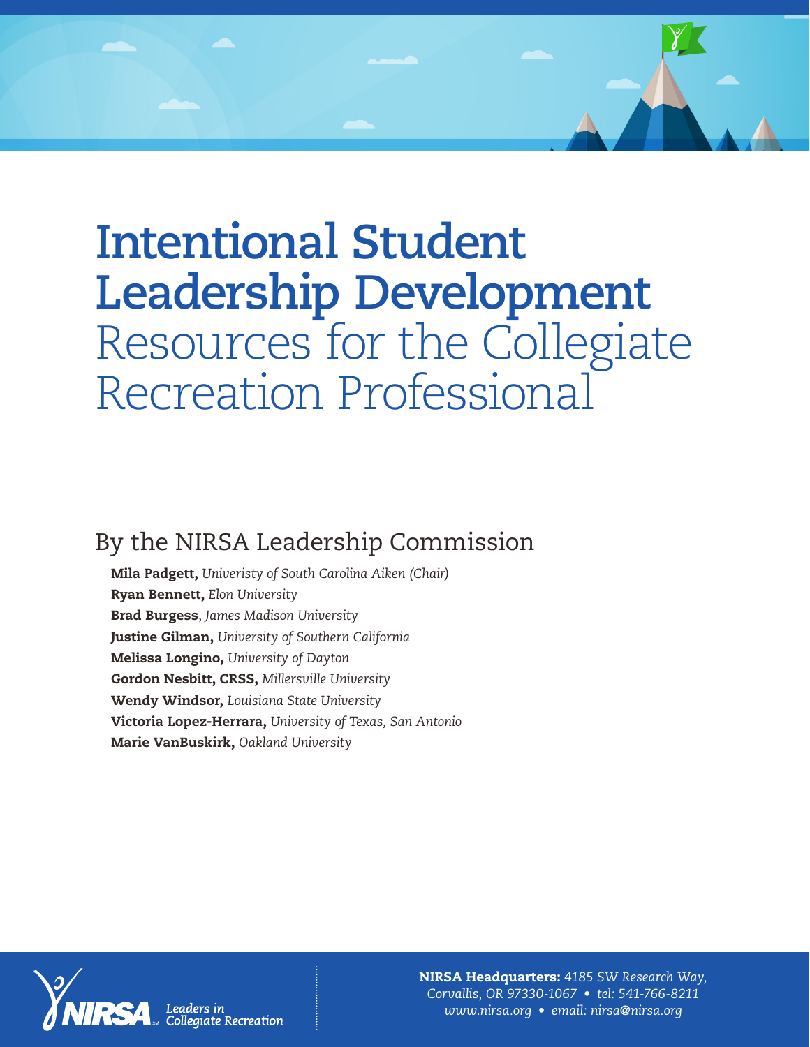# Intentional Student Leadership Development

## Resources for the Collegiate Recreation Professional

### By the NIRSA Leadership Commission

**Mila Padgett,** *Univeristy of South Carolina Aiken (Chair)*
**Ryan Bennett,** *Elon University*
**Brad Burgess**, *James Madison University*
**Justine Gilman,** *University of Southern California*
**Melissa Longino,** *University of Dayton*
**Gordon Nesbitt, CRSS,** *Millersville University*
**Wendy Windsor,** *Louisiana State University*
**Victoria Lopez-Herrara,** *University of Texas, San Antonio*
**Marie VanBuskirk,** *Oakland University*

NIRSA Leaders in Collegiate Recreation

**NIRSA Headquarters:** *4185 SW Research Way, Corvallis, OR 97330-1067 • tel: 541-766-8211 www.nirsa.org • email: nirsa@nirsa.org*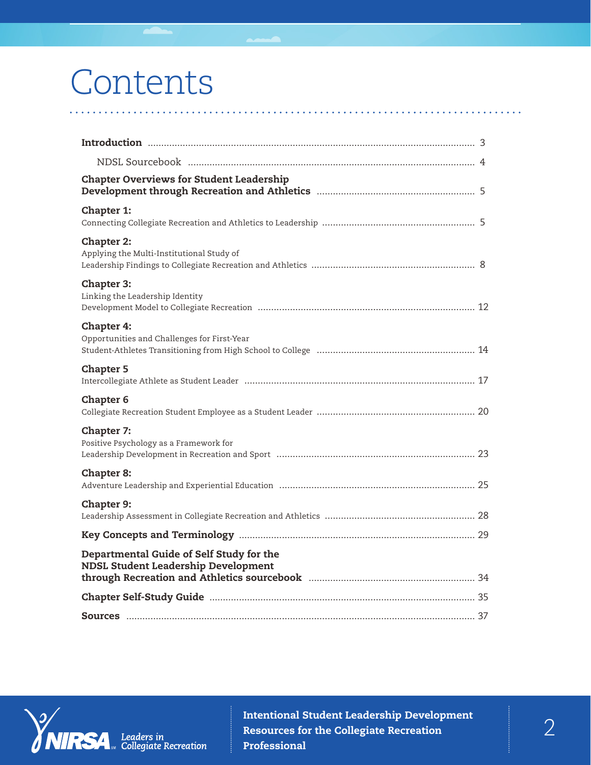# Contents

**Introduction** .......... 3

NDSL Sourcebook .......... 4

**Chapter Overviews for Student Leadership Development through Recreation and Athletics** .......... 5

**Chapter 1:**
Connecting Collegiate Recreation and Athletics to Leadership .......... 5

**Chapter 2:**
Applying the Multi-Institutional Study of Leadership Findings to Collegiate Recreation and Athletics .......... 8

**Chapter 3:**
Linking the Leadership Identity Development Model to Collegiate Recreation .......... 12

**Chapter 4:**
Opportunities and Challenges for First-Year Student-Athletes Transitioning from High School to College .......... 14

**Chapter 5**
Intercollegiate Athlete as Student Leader .......... 17

**Chapter 6**
Collegiate Recreation Student Employee as a Student Leader .......... 20

**Chapter 7:**
Positive Psychology as a Framework for Leadership Development in Recreation and Sport .......... 23

**Chapter 8:**
Adventure Leadership and Experiential Education .......... 25

**Chapter 9:**
Leadership Assessment in Collegiate Recreation and Athletics .......... 28

**Key Concepts and Terminology** .......... 29

**Departmental Guide of Self Study for the NDSL Student Leadership Development through Recreation and Athletics sourcebook** .......... 34

**Chapter Self-Study Guide** .......... 35

**Sources** .......... 37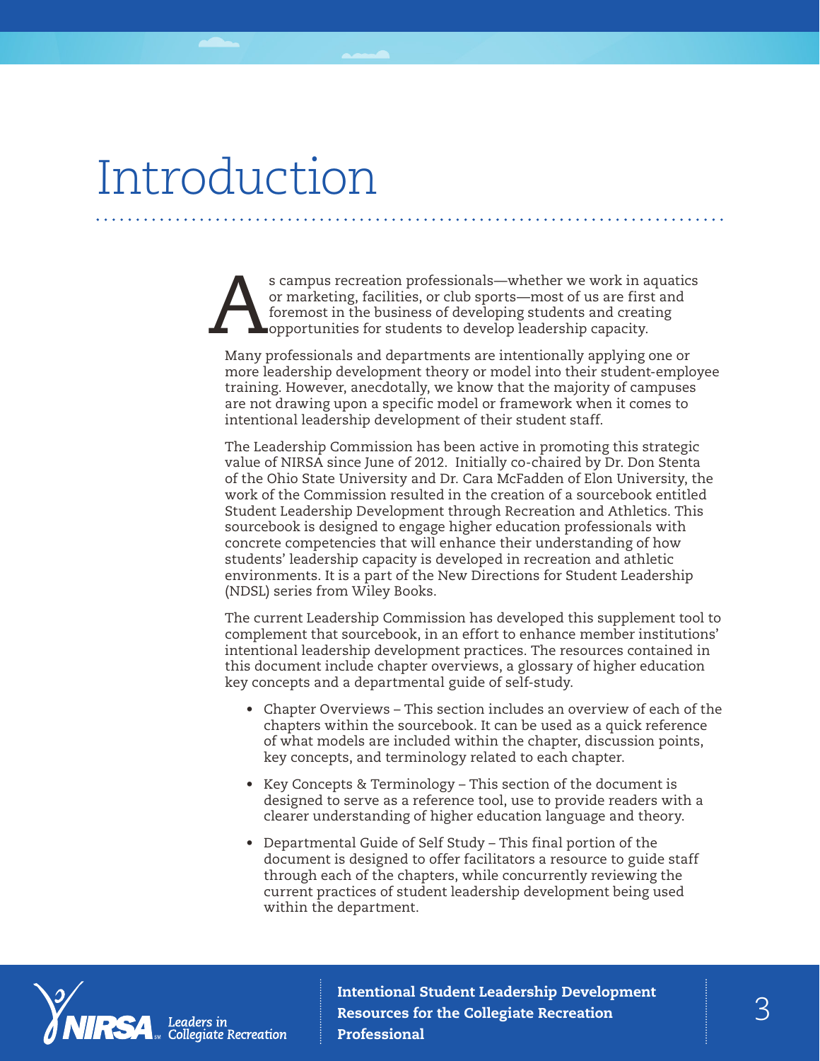# Introduction

As campus recreation professionals—whether we work in aquatics or marketing, facilities, or club sports—most of us are first and foremost in the business of developing students and creating opportunities for students to develop leadership capacity.

Many professionals and departments are intentionally applying one or more leadership development theory or model into their student-employee training. However, anecdotally, we know that the majority of campuses are not drawing upon a specific model or framework when it comes to intentional leadership development of their student staff.

The Leadership Commission has been active in promoting this strategic value of NIRSA since June of 2012. Initially co-chaired by Dr. Don Stenta of the Ohio State University and Dr. Cara McFadden of Elon University, the work of the Commission resulted in the creation of a sourcebook entitled Student Leadership Development through Recreation and Athletics. This sourcebook is designed to engage higher education professionals with concrete competencies that will enhance their understanding of how students' leadership capacity is developed in recreation and athletic environments. It is a part of the New Directions for Student Leadership (NDSL) series from Wiley Books.

The current Leadership Commission has developed this supplement tool to complement that sourcebook, in an effort to enhance member institutions' intentional leadership development practices. The resources contained in this document include chapter overviews, a glossary of higher education key concepts and a departmental guide of self-study.

- Chapter Overviews – This section includes an overview of each of the chapters within the sourcebook. It can be used as a quick reference of what models are included within the chapter, discussion points, key concepts, and terminology related to each chapter.
- Key Concepts & Terminology – This section of the document is designed to serve as a reference tool, use to provide readers with a clearer understanding of higher education language and theory.
- Departmental Guide of Self Study – This final portion of the document is designed to offer facilitators a resource to guide staff through each of the chapters, while concurrently reviewing the current practices of student leadership development being used within the department.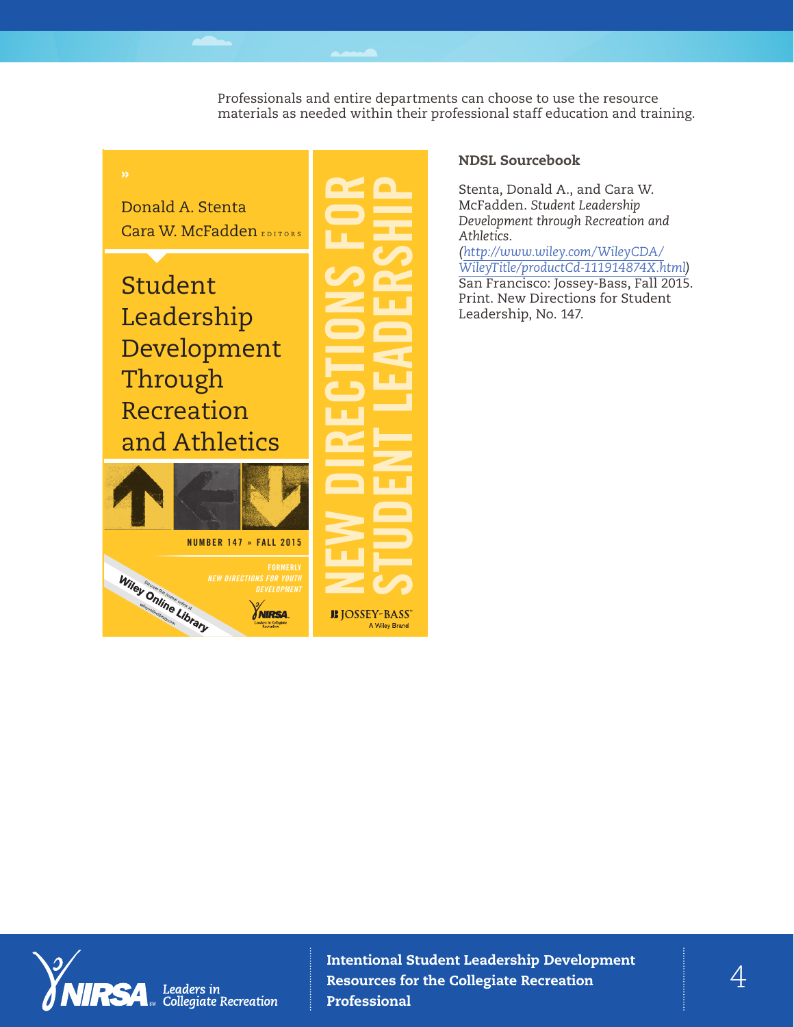Professionals and entire departments can choose to use the resource materials as needed within their professional staff education and training.

### NDSL Sourcebook

Stenta, Donald A., and Cara W. McFadden. *Student Leadership Development through Recreation and Athletics.* (*http://www.wiley.com/WileyCDA/WileyTitle/productCd-111914874X.html*) San Francisco: Jossey-Bass, Fall 2015. Print. New Directions for Student Leadership, No. 147.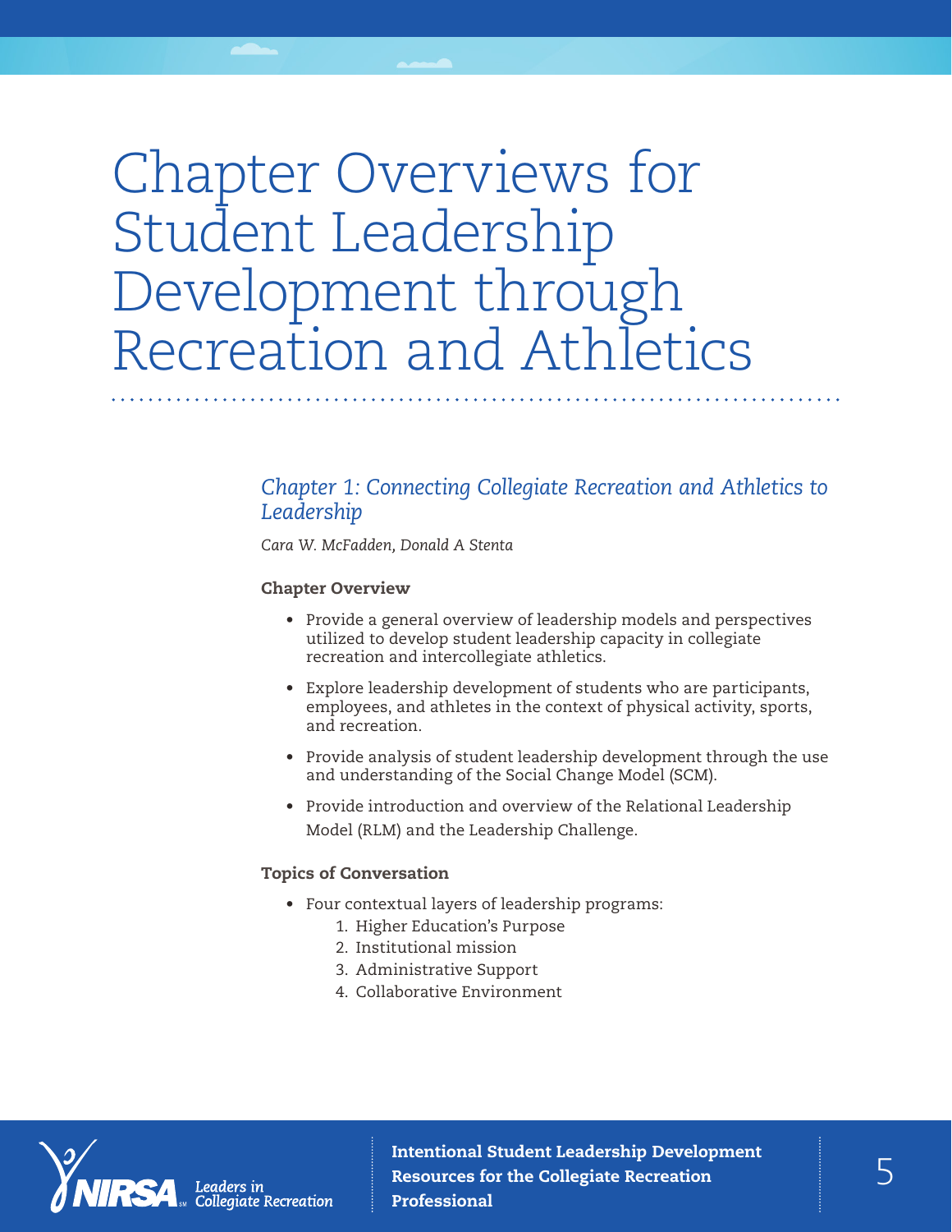# Chapter Overviews for Student Leadership Development through Recreation and Athletics

## *Chapter 1: Connecting Collegiate Recreation and Athletics to Leadership*

*Cara W. McFadden, Donald A Stenta*

### Chapter Overview

- Provide a general overview of leadership models and perspectives utilized to develop student leadership capacity in collegiate recreation and intercollegiate athletics.
- Explore leadership development of students who are participants, employees, and athletes in the context of physical activity, sports, and recreation.
- Provide analysis of student leadership development through the use and understanding of the Social Change Model (SCM).
- Provide introduction and overview of the Relational Leadership Model (RLM) and the Leadership Challenge.

### Topics of Conversation

- Four contextual layers of leadership programs:
    1. Higher Education's Purpose
    2. Institutional mission
    3. Administrative Support
    4. Collaborative Environment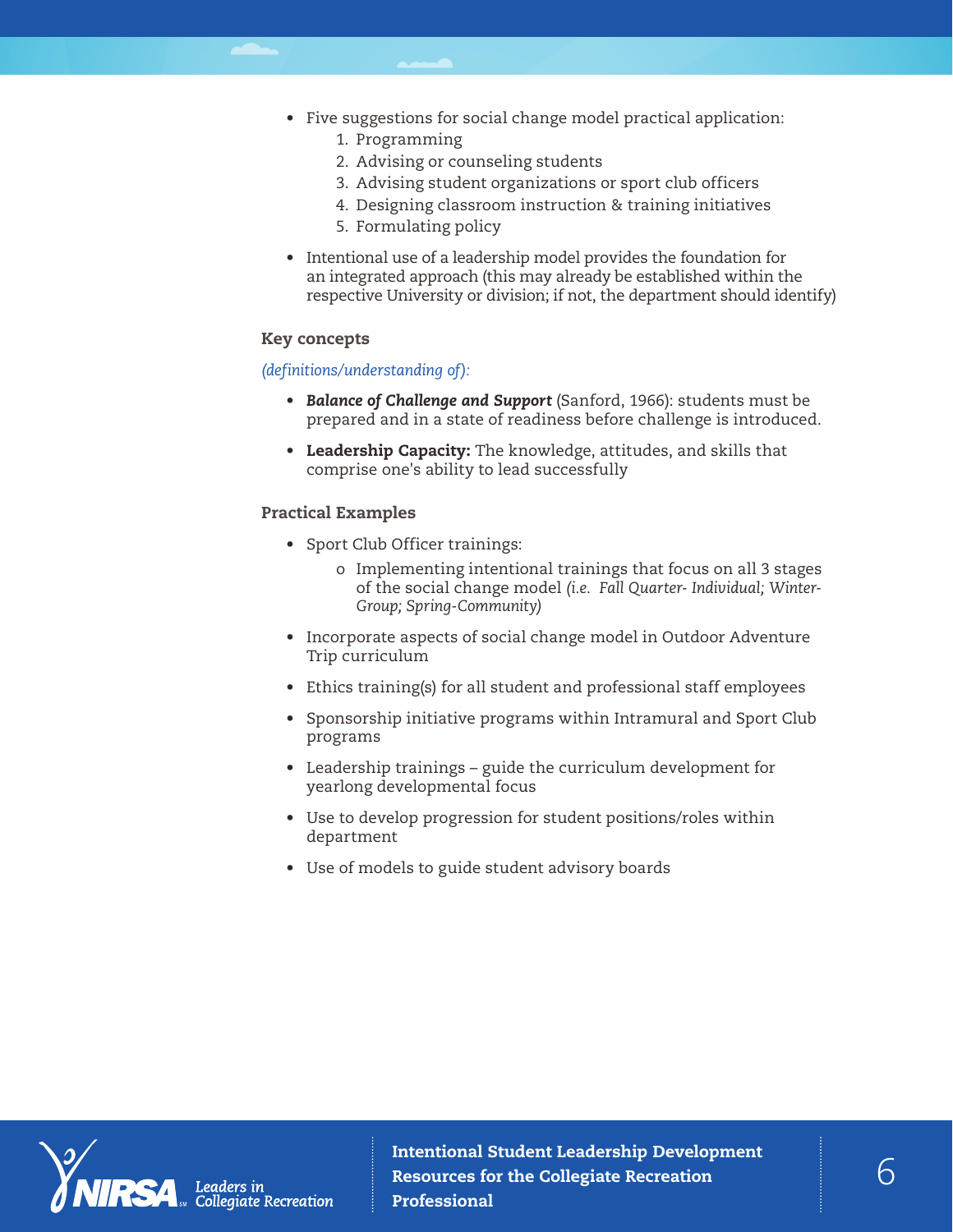- Five suggestions for social change model practical application:
    1. Programming
    2. Advising or counseling students
    3. Advising student organizations or sport club officers
    4. Designing classroom instruction & training initiatives
    5. Formulating policy
- Intentional use of a leadership model provides the foundation for an integrated approach (this may already be established within the respective University or division; if not, the department should identify)

### Key concepts

*(definitions/understanding of):*

- ***Balance of Challenge and Support*** (Sanford, 1966): students must be prepared and in a state of readiness before challenge is introduced.
- **Leadership Capacity:** The knowledge, attitudes, and skills that comprise one's ability to lead successfully

### Practical Examples

- Sport Club Officer trainings:
    - Implementing intentional trainings that focus on all 3 stages of the social change model *(i.e. Fall Quarter- Individual; Winter-Group; Spring-Community)*
- Incorporate aspects of social change model in Outdoor Adventure Trip curriculum
- Ethics training(s) for all student and professional staff employees
- Sponsorship initiative programs within Intramural and Sport Club programs
- Leadership trainings – guide the curriculum development for yearlong developmental focus
- Use to develop progression for student positions/roles within department
- Use of models to guide student advisory boards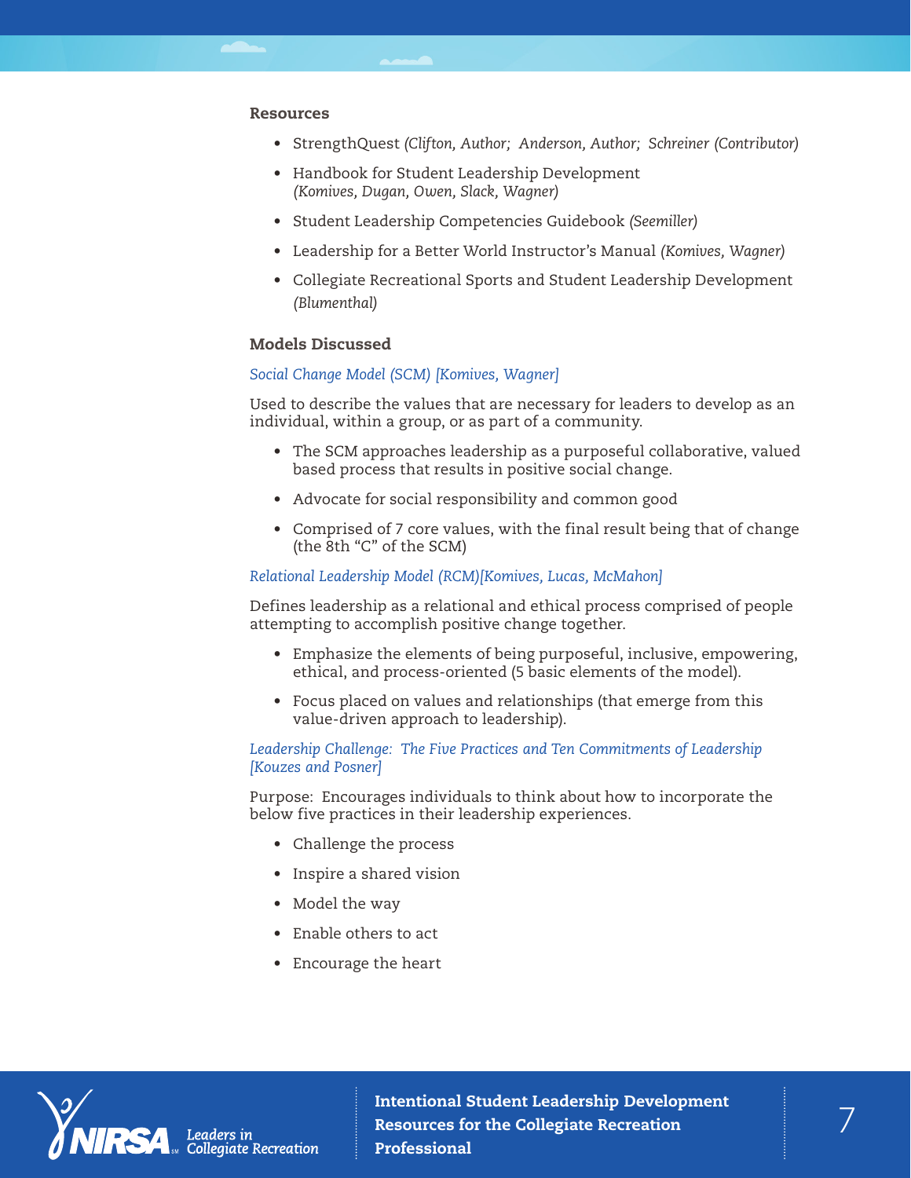### Resources

- StrengthQuest *(Clifton, Author; Anderson, Author; Schreiner (Contributor)*
- Handbook for Student Leadership Development *(Komives, Dugan, Owen, Slack, Wagner)*
- Student Leadership Competencies Guidebook *(Seemiller)*
- Leadership for a Better World Instructor's Manual *(Komives, Wagner)*
- Collegiate Recreational Sports and Student Leadership Development *(Blumenthal)*

### Models Discussed

*Social Change Model (SCM) [Komives, Wagner]*

Used to describe the values that are necessary for leaders to develop as an individual, within a group, or as part of a community.

- The SCM approaches leadership as a purposeful collaborative, valued based process that results in positive social change.
- Advocate for social responsibility and common good
- Comprised of 7 core values, with the final result being that of change (the 8th "C" of the SCM)

*Relational Leadership Model (RCM)[Komives, Lucas, McMahon]*

Defines leadership as a relational and ethical process comprised of people attempting to accomplish positive change together.

- Emphasize the elements of being purposeful, inclusive, empowering, ethical, and process-oriented (5 basic elements of the model).
- Focus placed on values and relationships (that emerge from this value-driven approach to leadership).

*Leadership Challenge: The Five Practices and Ten Commitments of Leadership [Kouzes and Posner]*

Purpose: Encourages individuals to think about how to incorporate the below five practices in their leadership experiences.

- Challenge the process
- Inspire a shared vision
- Model the way
- Enable others to act
- Encourage the heart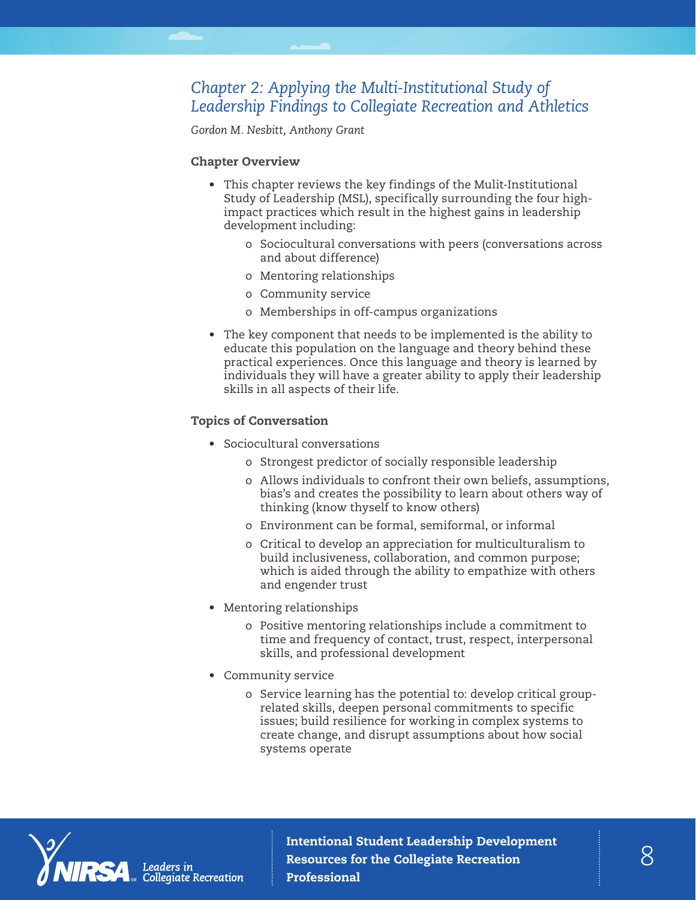## *Chapter 2: Applying the Multi-Institutional Study of Leadership Findings to Collegiate Recreation and Athletics*

*Gordon M. Nesbitt, Anthony Grant*

### Chapter Overview

- This chapter reviews the key findings of the Mulit-Institutional Study of Leadership (MSL), specifically surrounding the four high-impact practices which result in the highest gains in leadership development including:
  - Sociocultural conversations with peers (conversations across and about difference)
  - Mentoring relationships
  - Community service
  - Memberships in off-campus organizations
- The key component that needs to be implemented is the ability to educate this population on the language and theory behind these practical experiences. Once this language and theory is learned by individuals they will have a greater ability to apply their leadership skills in all aspects of their life.

### Topics of Conversation

- Sociocultural conversations
  - Strongest predictor of socially responsible leadership
  - Allows individuals to confront their own beliefs, assumptions, bias's and creates the possibility to learn about others way of thinking (know thyself to know others)
  - Environment can be formal, semiformal, or informal
  - Critical to develop an appreciation for multiculturalism to build inclusiveness, collaboration, and common purpose; which is aided through the ability to empathize with others and engender trust
- Mentoring relationships
  - Positive mentoring relationships include a commitment to time and frequency of contact, trust, respect, interpersonal skills, and professional development
- Community service
  - Service learning has the potential to: develop critical group-related skills, deepen personal commitments to specific issues; build resilience for working in complex systems to create change, and disrupt assumptions about how social systems operate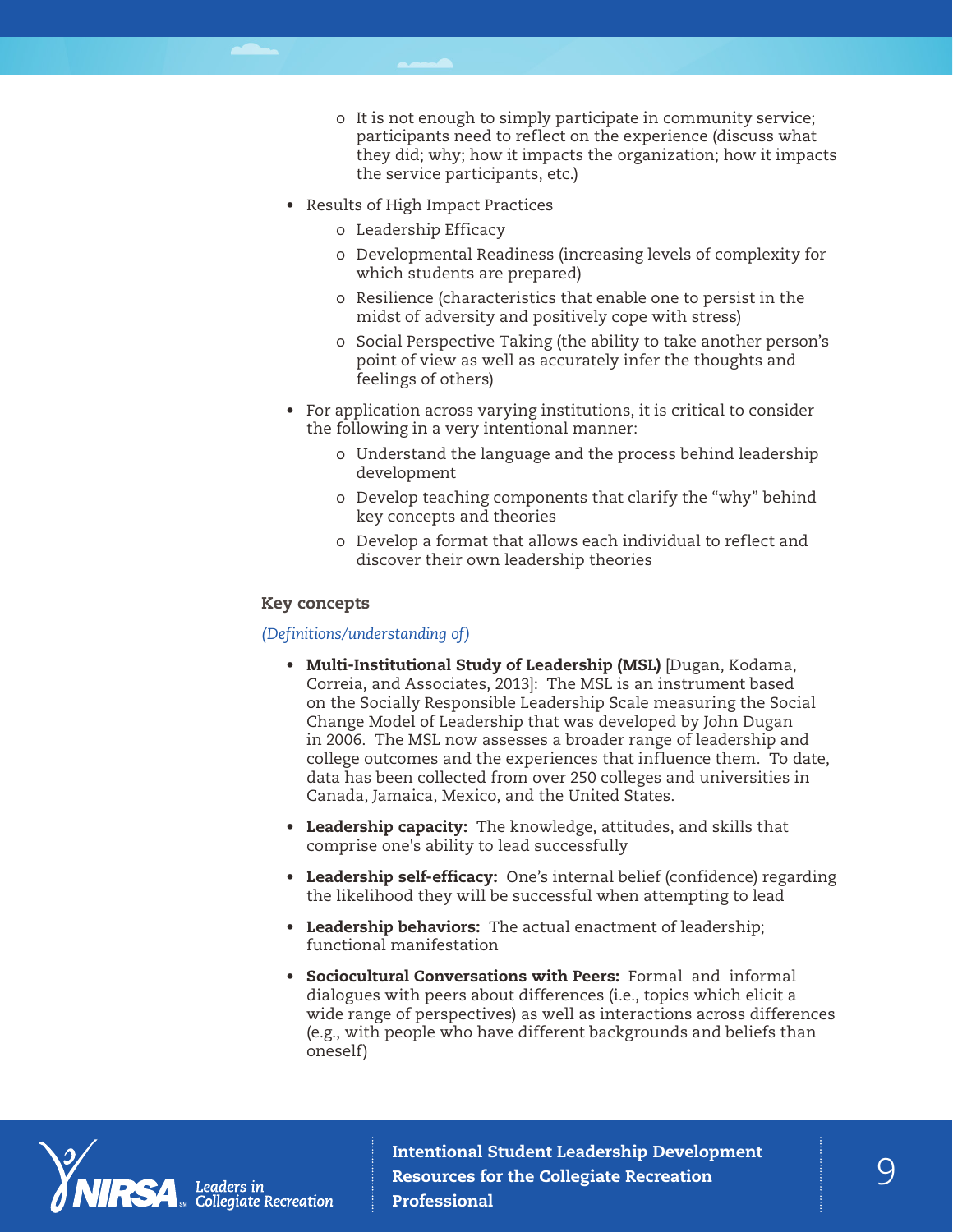- It is not enough to simply participate in community service; participants need to reflect on the experience (discuss what they did; why; how it impacts the organization; how it impacts the service participants, etc.)

- Results of High Impact Practices
  - Leadership Efficacy
  - Developmental Readiness (increasing levels of complexity for which students are prepared)
  - Resilience (characteristics that enable one to persist in the midst of adversity and positively cope with stress)
  - Social Perspective Taking (the ability to take another person's point of view as well as accurately infer the thoughts and feelings of others)

- For application across varying institutions, it is critical to consider the following in a very intentional manner:
  - Understand the language and the process behind leadership development
  - Develop teaching components that clarify the "why" behind key concepts and theories
  - Develop a format that allows each individual to reflect and discover their own leadership theories

### Key concepts

*(Definitions/understanding of)*

- **Multi-Institutional Study of Leadership (MSL)** [Dugan, Kodama, Correia, and Associates, 2013]: The MSL is an instrument based on the Socially Responsible Leadership Scale measuring the Social Change Model of Leadership that was developed by John Dugan in 2006. The MSL now assesses a broader range of leadership and college outcomes and the experiences that influence them. To date, data has been collected from over 250 colleges and universities in Canada, Jamaica, Mexico, and the United States.

- **Leadership capacity:** The knowledge, attitudes, and skills that comprise one's ability to lead successfully

- **Leadership self-efficacy:** One's internal belief (confidence) regarding the likelihood they will be successful when attempting to lead

- **Leadership behaviors:** The actual enactment of leadership; functional manifestation

- **Sociocultural Conversations with Peers:** Formal and informal dialogues with peers about differences (i.e., topics which elicit a wide range of perspectives) as well as interactions across differences (e.g., with people who have different backgrounds and beliefs than oneself)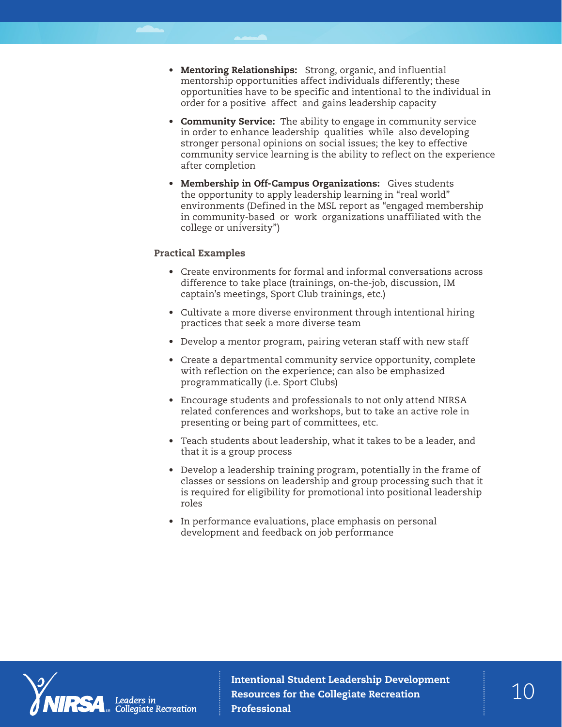- **Mentoring Relationships:** Strong, organic, and influential mentorship opportunities affect individuals differently; these opportunities have to be specific and intentional to the individual in order for a positive affect and gains leadership capacity
- **Community Service:** The ability to engage in community service in order to enhance leadership qualities while also developing stronger personal opinions on social issues; the key to effective community service learning is the ability to reflect on the experience after completion
- **Membership in Off-Campus Organizations:** Gives students the opportunity to apply leadership learning in "real world" environments (Defined in the MSL report as "engaged membership in community-based or work organizations unaffiliated with the college or university")

### Practical Examples

- Create environments for formal and informal conversations across difference to take place (trainings, on-the-job, discussion, IM captain's meetings, Sport Club trainings, etc.)
- Cultivate a more diverse environment through intentional hiring practices that seek a more diverse team
- Develop a mentor program, pairing veteran staff with new staff
- Create a departmental community service opportunity, complete with reflection on the experience; can also be emphasized programmatically (i.e. Sport Clubs)
- Encourage students and professionals to not only attend NIRSA related conferences and workshops, but to take an active role in presenting or being part of committees, etc.
- Teach students about leadership, what it takes to be a leader, and that it is a group process
- Develop a leadership training program, potentially in the frame of classes or sessions on leadership and group processing such that it is required for eligibility for promotional into positional leadership roles
- In performance evaluations, place emphasis on personal development and feedback on job performance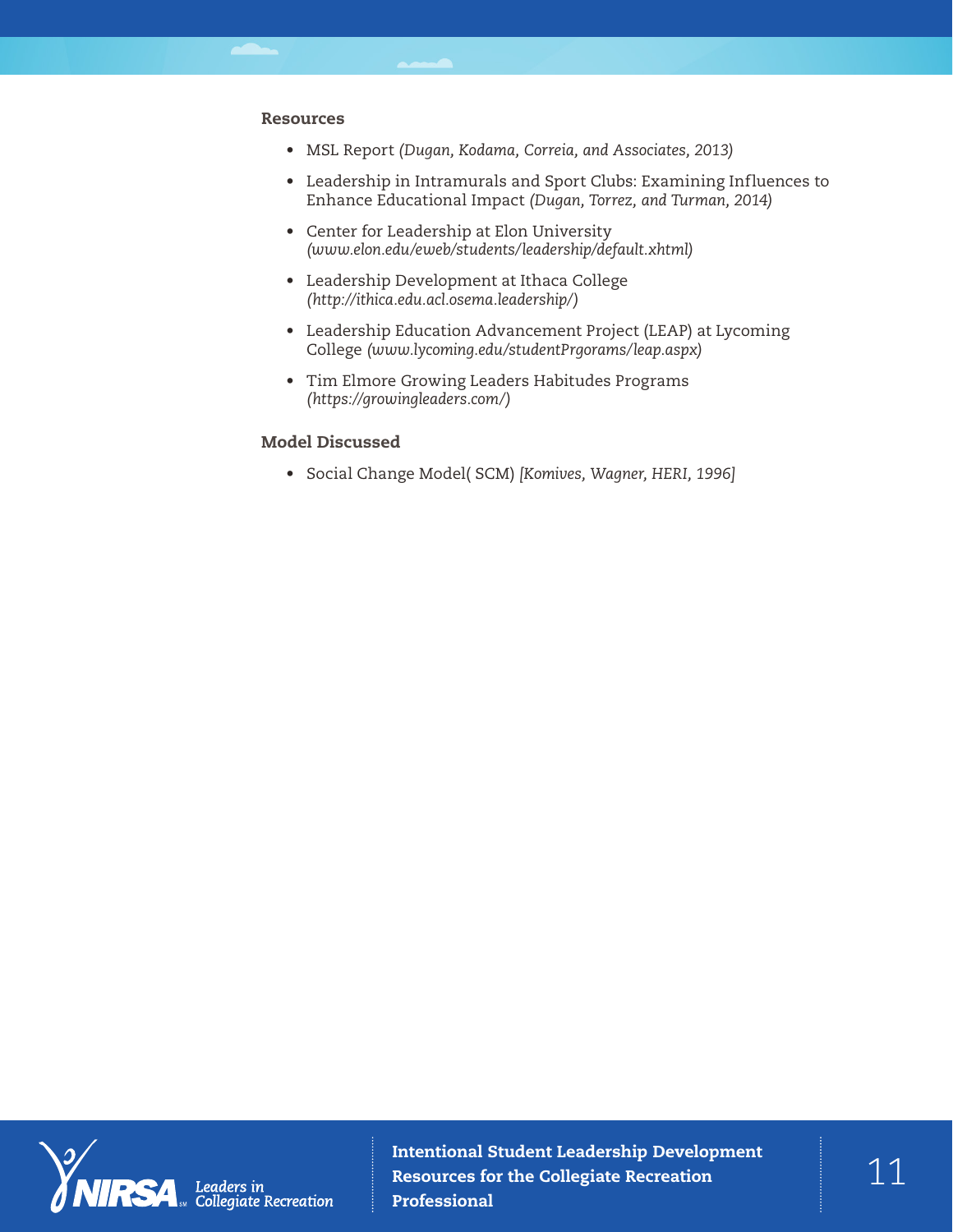### Resources

- MSL Report *(Dugan, Kodama, Correia, and Associates, 2013)*
- Leadership in Intramurals and Sport Clubs: Examining Influences to Enhance Educational Impact *(Dugan, Torrez, and Turman, 2014)*
- Center for Leadership at Elon University *(www.elon.edu/eweb/students/leadership/default.xhtml)*
- Leadership Development at Ithaca College *(http://ithica.edu.acl.osema.leadership/)*
- Leadership Education Advancement Project (LEAP) at Lycoming College *(www.lycoming.edu/studentPrgorams/leap.aspx)*
- Tim Elmore Growing Leaders Habitudes Programs *(https://growingleaders.com/)*

### Model Discussed

- Social Change Model( SCM) *[Komives, Wagner, HERI, 1996]*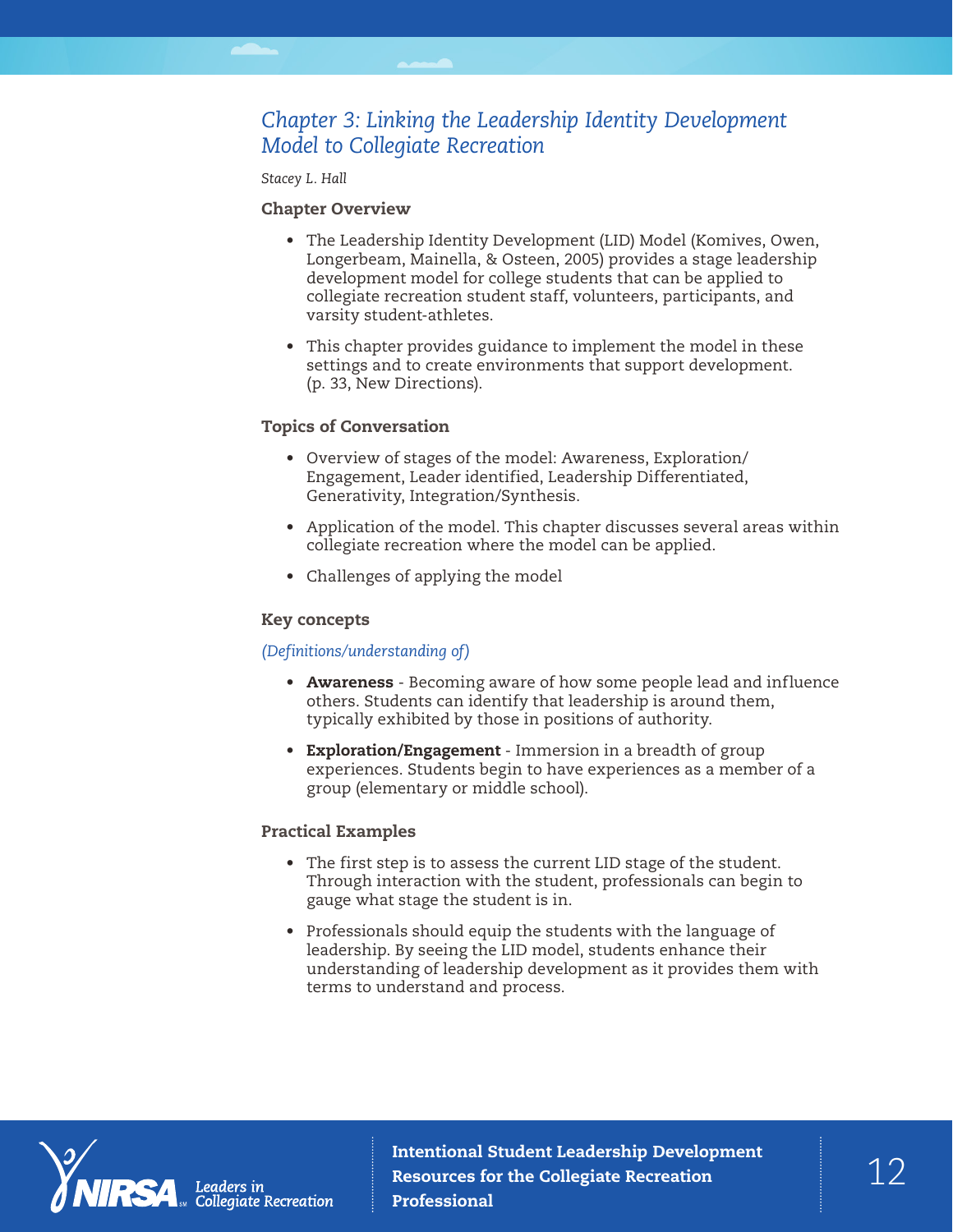## *Chapter 3: Linking the Leadership Identity Development Model to Collegiate Recreation*

*Stacey L. Hall*

### Chapter Overview

- The Leadership Identity Development (LID) Model (Komives, Owen, Longerbeam, Mainella, & Osteen, 2005) provides a stage leadership development model for college students that can be applied to collegiate recreation student staff, volunteers, participants, and varsity student-athletes.
- This chapter provides guidance to implement the model in these settings and to create environments that support development. (p. 33, New Directions).

### Topics of Conversation

- Overview of stages of the model: Awareness, Exploration/Engagement, Leader identified, Leadership Differentiated, Generativity, Integration/Synthesis.
- Application of the model. This chapter discusses several areas within collegiate recreation where the model can be applied.
- Challenges of applying the model

### Key concepts

*(Definitions/understanding of)*

- **Awareness** - Becoming aware of how some people lead and influence others. Students can identify that leadership is around them, typically exhibited by those in positions of authority.
- **Exploration/Engagement** - Immersion in a breadth of group experiences. Students begin to have experiences as a member of a group (elementary or middle school).

### Practical Examples

- The first step is to assess the current LID stage of the student. Through interaction with the student, professionals can begin to gauge what stage the student is in.
- Professionals should equip the students with the language of leadership. By seeing the LID model, students enhance their understanding of leadership development as it provides them with terms to understand and process.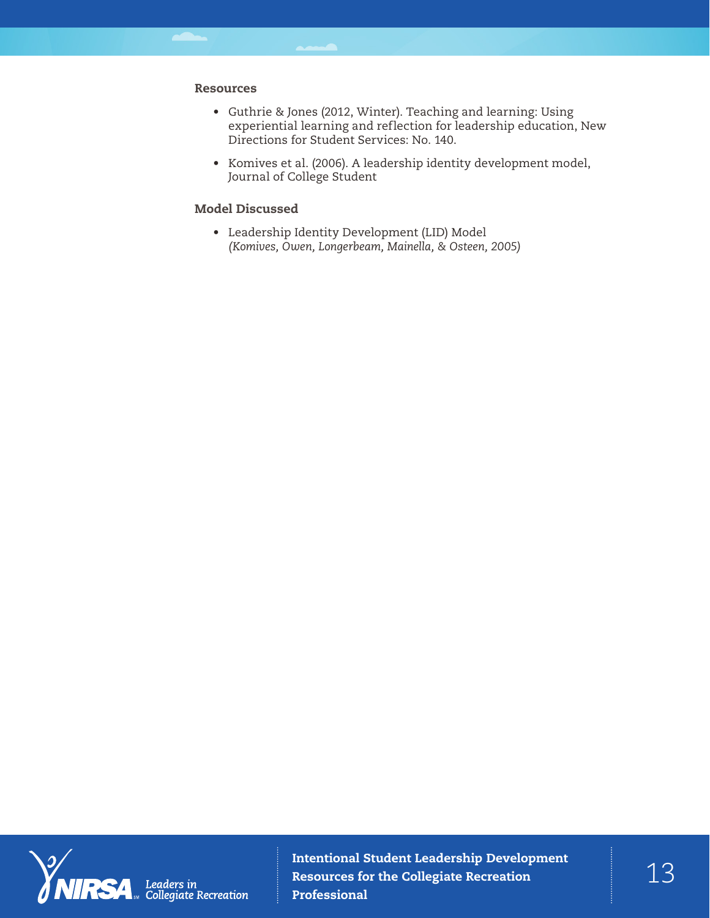### Resources

- Guthrie & Jones (2012, Winter). Teaching and learning: Using experiential learning and reflection for leadership education, New Directions for Student Services: No. 140.
- Komives et al. (2006). A leadership identity development model, Journal of College Student

### Model Discussed

- Leadership Identity Development (LID) Model
  *(Komives, Owen, Longerbeam, Mainella, & Osteen, 2005)*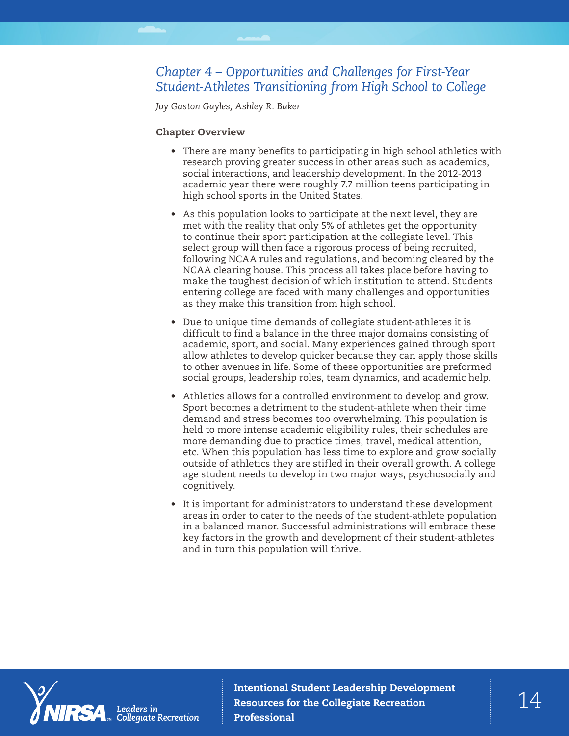## *Chapter 4 – Opportunities and Challenges for First-Year Student-Athletes Transitioning from High School to College*

*Joy Gaston Gayles, Ashley R. Baker*

### Chapter Overview

- There are many benefits to participating in high school athletics with research proving greater success in other areas such as academics, social interactions, and leadership development. In the 2012-2013 academic year there were roughly 7.7 million teens participating in high school sports in the United States.

- As this population looks to participate at the next level, they are met with the reality that only 5% of athletes get the opportunity to continue their sport participation at the collegiate level. This select group will then face a rigorous process of being recruited, following NCAA rules and regulations, and becoming cleared by the NCAA clearing house. This process all takes place before having to make the toughest decision of which institution to attend. Students entering college are faced with many challenges and opportunities as they make this transition from high school.

- Due to unique time demands of collegiate student-athletes it is difficult to find a balance in the three major domains consisting of academic, sport, and social. Many experiences gained through sport allow athletes to develop quicker because they can apply those skills to other avenues in life. Some of these opportunities are preformed social groups, leadership roles, team dynamics, and academic help.

- Athletics allows for a controlled environment to develop and grow. Sport becomes a detriment to the student-athlete when their time demand and stress becomes too overwhelming. This population is held to more intense academic eligibility rules, their schedules are more demanding due to practice times, travel, medical attention, etc. When this population has less time to explore and grow socially outside of athletics they are stifled in their overall growth. A college age student needs to develop in two major ways, psychosocially and cognitively.

- It is important for administrators to understand these development areas in order to cater to the needs of the student-athlete population in a balanced manor. Successful administrations will embrace these key factors in the growth and development of their student-athletes and in turn this population will thrive.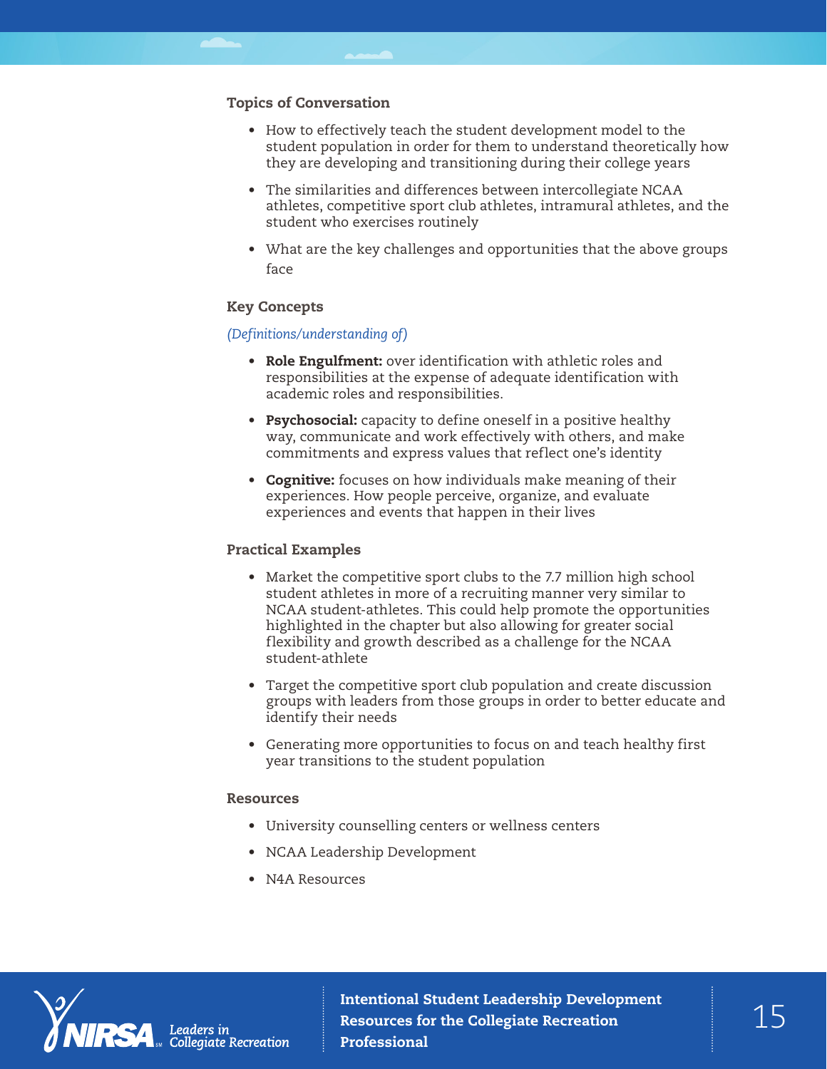### Topics of Conversation

- How to effectively teach the student development model to the student population in order for them to understand theoretically how they are developing and transitioning during their college years
- The similarities and differences between intercollegiate NCAA athletes, competitive sport club athletes, intramural athletes, and the student who exercises routinely
- What are the key challenges and opportunities that the above groups face

### Key Concepts

*(Definitions/understanding of)*

- **Role Engulfment:** over identification with athletic roles and responsibilities at the expense of adequate identification with academic roles and responsibilities.
- **Psychosocial:** capacity to define oneself in a positive healthy way, communicate and work effectively with others, and make commitments and express values that reflect one's identity
- **Cognitive:** focuses on how individuals make meaning of their experiences. How people perceive, organize, and evaluate experiences and events that happen in their lives

### Practical Examples

- Market the competitive sport clubs to the 7.7 million high school student athletes in more of a recruiting manner very similar to NCAA student-athletes. This could help promote the opportunities highlighted in the chapter but also allowing for greater social flexibility and growth described as a challenge for the NCAA student-athlete
- Target the competitive sport club population and create discussion groups with leaders from those groups in order to better educate and identify their needs
- Generating more opportunities to focus on and teach healthy first year transitions to the student population

### Resources

- University counselling centers or wellness centers
- NCAA Leadership Development
- N4A Resources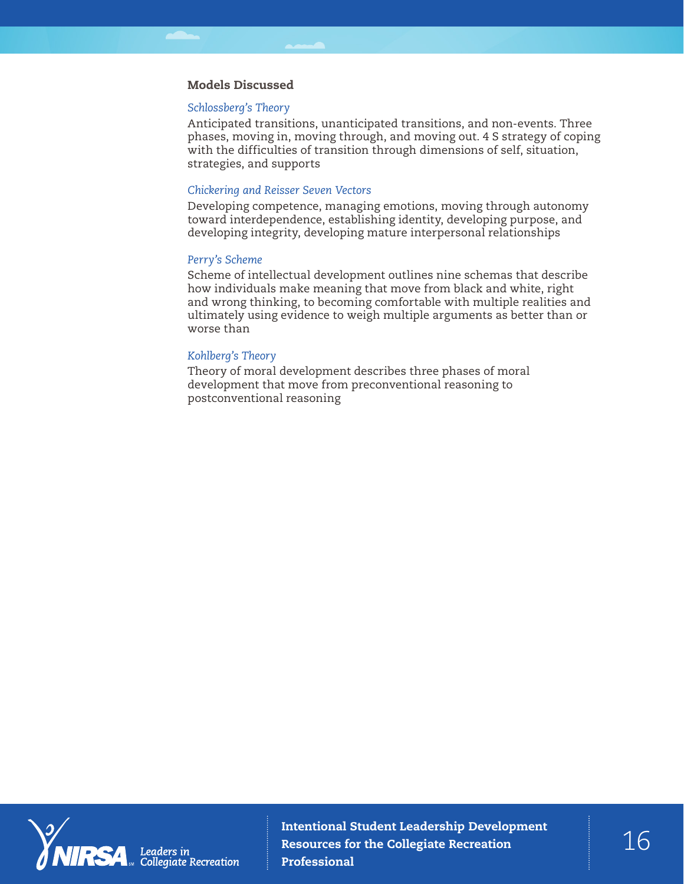### Models Discussed

*Schlossberg's Theory*

Anticipated transitions, unanticipated transitions, and non-events. Three phases, moving in, moving through, and moving out. 4 S strategy of coping with the difficulties of transition through dimensions of self, situation, strategies, and supports

*Chickering and Reisser Seven Vectors*

Developing competence, managing emotions, moving through autonomy toward interdependence, establishing identity, developing purpose, and developing integrity, developing mature interpersonal relationships

*Perry's Scheme*

Scheme of intellectual development outlines nine schemas that describe how individuals make meaning that move from black and white, right and wrong thinking, to becoming comfortable with multiple realities and ultimately using evidence to weigh multiple arguments as better than or worse than

*Kohlberg's Theory*

Theory of moral development describes three phases of moral development that move from preconventional reasoning to postconventional reasoning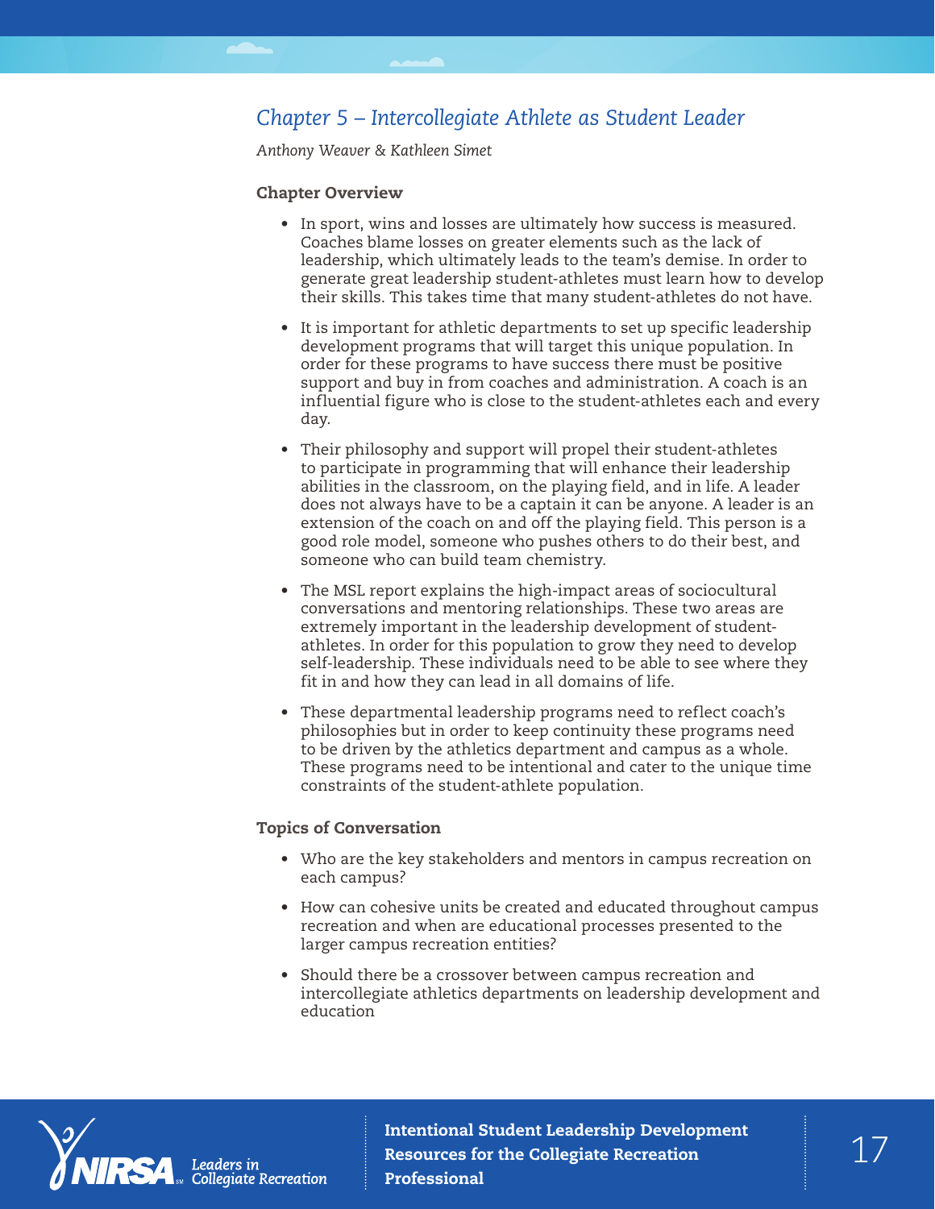## *Chapter 5 – Intercollegiate Athlete as Student Leader*

*Anthony Weaver & Kathleen Simet*

### Chapter Overview

- In sport, wins and losses are ultimately how success is measured. Coaches blame losses on greater elements such as the lack of leadership, which ultimately leads to the team's demise. In order to generate great leadership student-athletes must learn how to develop their skills. This takes time that many student-athletes do not have.
- It is important for athletic departments to set up specific leadership development programs that will target this unique population. In order for these programs to have success there must be positive support and buy in from coaches and administration. A coach is an influential figure who is close to the student-athletes each and every day.
- Their philosophy and support will propel their student-athletes to participate in programming that will enhance their leadership abilities in the classroom, on the playing field, and in life. A leader does not always have to be a captain it can be anyone. A leader is an extension of the coach on and off the playing field. This person is a good role model, someone who pushes others to do their best, and someone who can build team chemistry.
- The MSL report explains the high-impact areas of sociocultural conversations and mentoring relationships. These two areas are extremely important in the leadership development of student-athletes. In order for this population to grow they need to develop self-leadership. These individuals need to be able to see where they fit in and how they can lead in all domains of life.
- These departmental leadership programs need to reflect coach's philosophies but in order to keep continuity these programs need to be driven by the athletics department and campus as a whole. These programs need to be intentional and cater to the unique time constraints of the student-athlete population.

### Topics of Conversation

- Who are the key stakeholders and mentors in campus recreation on each campus?
- How can cohesive units be created and educated throughout campus recreation and when are educational processes presented to the larger campus recreation entities?
- Should there be a crossover between campus recreation and intercollegiate athletics departments on leadership development and education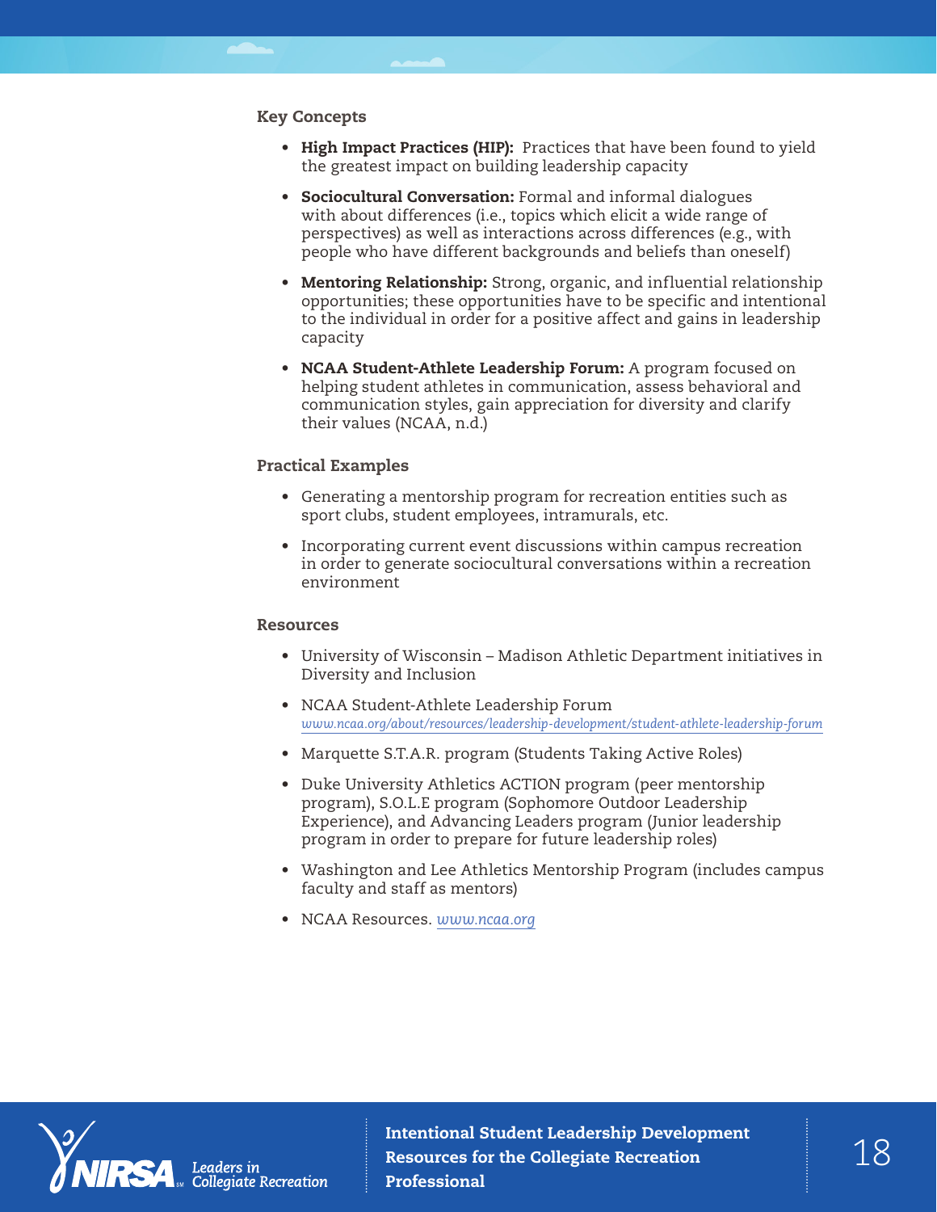### Key Concepts

- **High Impact Practices (HIP):** Practices that have been found to yield the greatest impact on building leadership capacity
- **Sociocultural Conversation:** Formal and informal dialogues with about differences (i.e., topics which elicit a wide range of perspectives) as well as interactions across differences (e.g., with people who have different backgrounds and beliefs than oneself)
- **Mentoring Relationship:** Strong, organic, and influential relationship opportunities; these opportunities have to be specific and intentional to the individual in order for a positive affect and gains in leadership capacity
- **NCAA Student-Athlete Leadership Forum:** A program focused on helping student athletes in communication, assess behavioral and communication styles, gain appreciation for diversity and clarify their values (NCAA, n.d.)

### Practical Examples

- Generating a mentorship program for recreation entities such as sport clubs, student employees, intramurals, etc.
- Incorporating current event discussions within campus recreation in order to generate sociocultural conversations within a recreation environment

### Resources

- University of Wisconsin – Madison Athletic Department initiatives in Diversity and Inclusion
- NCAA Student-Athlete Leadership Forum
  *www.ncaa.org/about/resources/leadership-development/student-athlete-leadership-forum*
- Marquette S.T.A.R. program (Students Taking Active Roles)
- Duke University Athletics ACTION program (peer mentorship program), S.O.L.E program (Sophomore Outdoor Leadership Experience), and Advancing Leaders program (Junior leadership program in order to prepare for future leadership roles)
- Washington and Lee Athletics Mentorship Program (includes campus faculty and staff as mentors)
- NCAA Resources. *www.ncaa.org*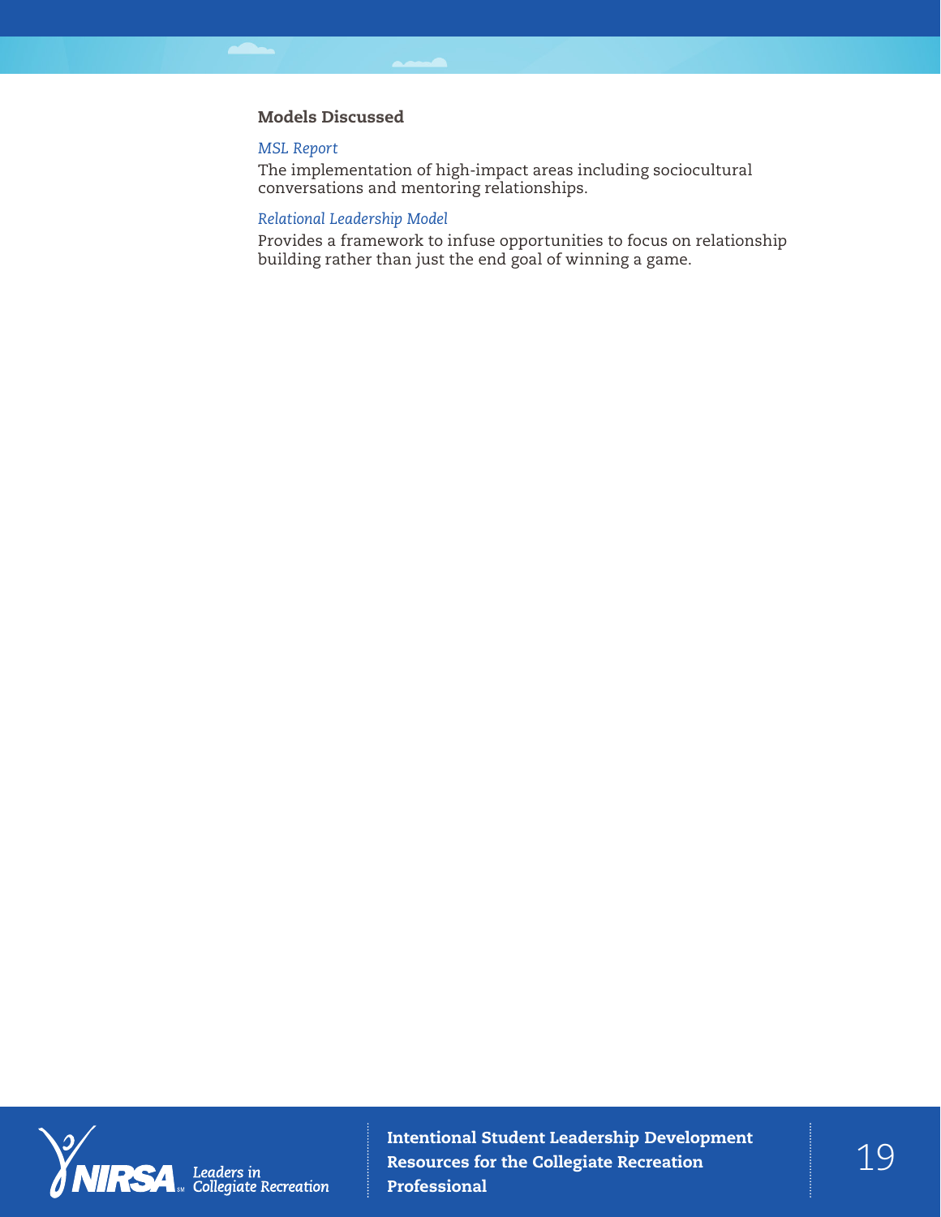### Models Discussed

*MSL Report*

The implementation of high-impact areas including sociocultural conversations and mentoring relationships.

*Relational Leadership Model*

Provides a framework to infuse opportunities to focus on relationship building rather than just the end goal of winning a game.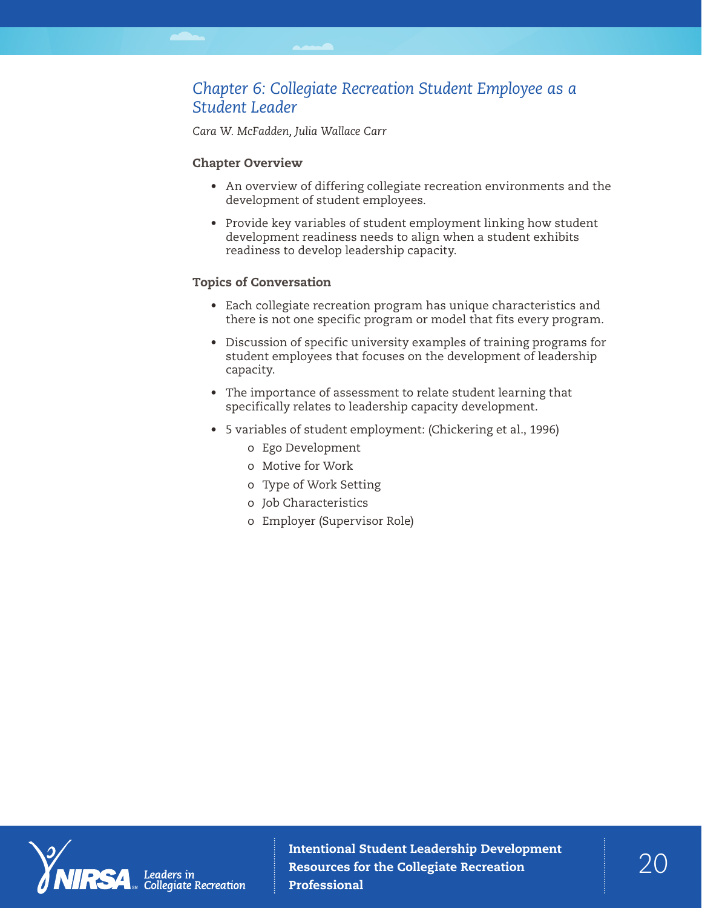## *Chapter 6: Collegiate Recreation Student Employee as a Student Leader*

*Cara W. McFadden, Julia Wallace Carr*

### Chapter Overview

- An overview of differing collegiate recreation environments and the development of student employees.
- Provide key variables of student employment linking how student development readiness needs to align when a student exhibits readiness to develop leadership capacity.

### Topics of Conversation

- Each collegiate recreation program has unique characteristics and there is not one specific program or model that fits every program.
- Discussion of specific university examples of training programs for student employees that focuses on the development of leadership capacity.
- The importance of assessment to relate student learning that specifically relates to leadership capacity development.
- 5 variables of student employment: (Chickering et al., 1996)
    - Ego Development
    - Motive for Work
    - Type of Work Setting
    - Job Characteristics
    - Employer (Supervisor Role)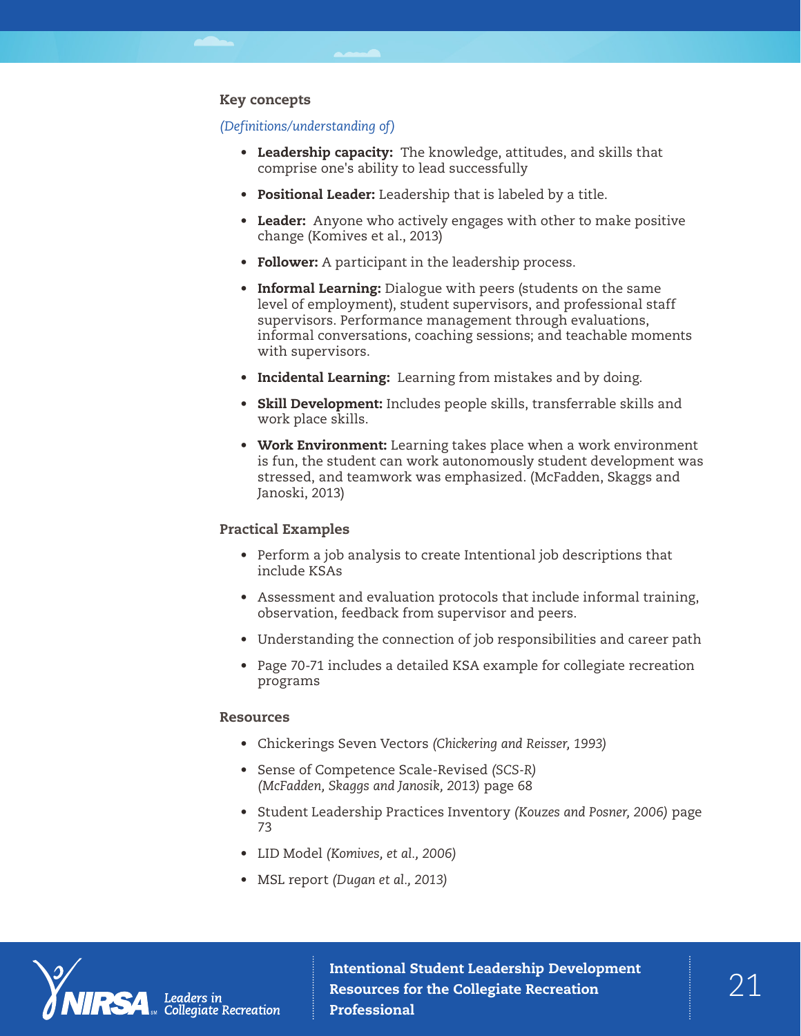### Key concepts

*(Definitions/understanding of)*

- **Leadership capacity:** The knowledge, attitudes, and skills that comprise one's ability to lead successfully
- **Positional Leader:** Leadership that is labeled by a title.
- **Leader:** Anyone who actively engages with other to make positive change (Komives et al., 2013)
- **Follower:** A participant in the leadership process.
- **Informal Learning:** Dialogue with peers (students on the same level of employment), student supervisors, and professional staff supervisors. Performance management through evaluations, informal conversations, coaching sessions; and teachable moments with supervisors.
- **Incidental Learning:** Learning from mistakes and by doing.
- **Skill Development:** Includes people skills, transferrable skills and work place skills.
- **Work Environment:** Learning takes place when a work environment is fun, the student can work autonomously student development was stressed, and teamwork was emphasized. (McFadden, Skaggs and Janoski, 2013)

### Practical Examples

- Perform a job analysis to create Intentional job descriptions that include KSAs
- Assessment and evaluation protocols that include informal training, observation, feedback from supervisor and peers.
- Understanding the connection of job responsibilities and career path
- Page 70-71 includes a detailed KSA example for collegiate recreation programs

### Resources

- Chickerings Seven Vectors *(Chickering and Reisser, 1993)*
- Sense of Competence Scale-Revised *(SCS-R) (McFadden, Skaggs and Janosik, 2013)* page 68
- Student Leadership Practices Inventory *(Kouzes and Posner, 2006)* page 73
- LID Model *(Komives, et al., 2006)*
- MSL report *(Dugan et al., 2013)*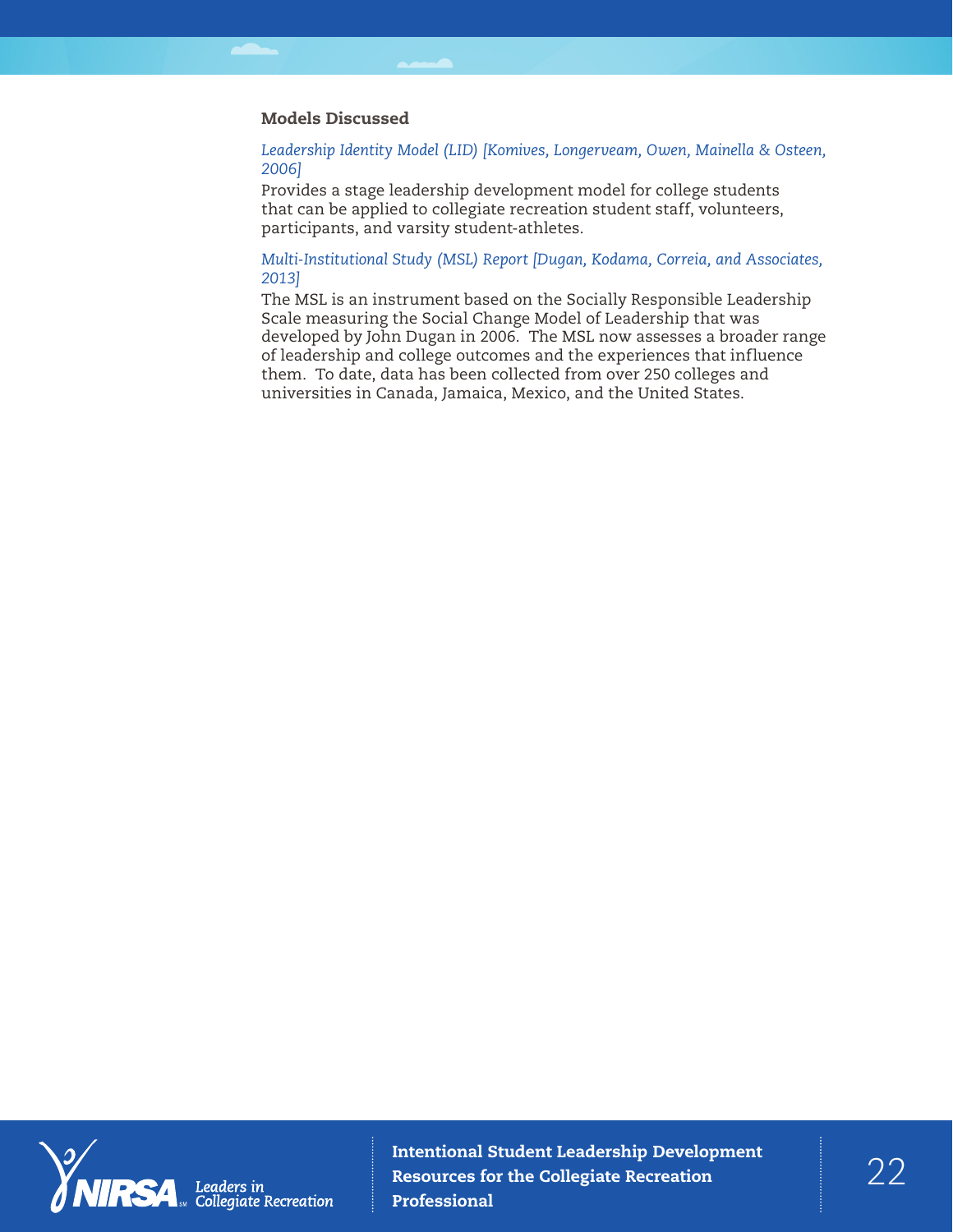### Models Discussed

*Leadership Identity Model (LID) [Komives, Longerveam, Owen, Mainella & Osteen, 2006]*

Provides a stage leadership development model for college students that can be applied to collegiate recreation student staff, volunteers, participants, and varsity student-athletes.

*Multi-Institutional Study (MSL) Report [Dugan, Kodama, Correia, and Associates, 2013]*

The MSL is an instrument based on the Socially Responsible Leadership Scale measuring the Social Change Model of Leadership that was developed by John Dugan in 2006. The MSL now assesses a broader range of leadership and college outcomes and the experiences that influence them. To date, data has been collected from over 250 colleges and universities in Canada, Jamaica, Mexico, and the United States.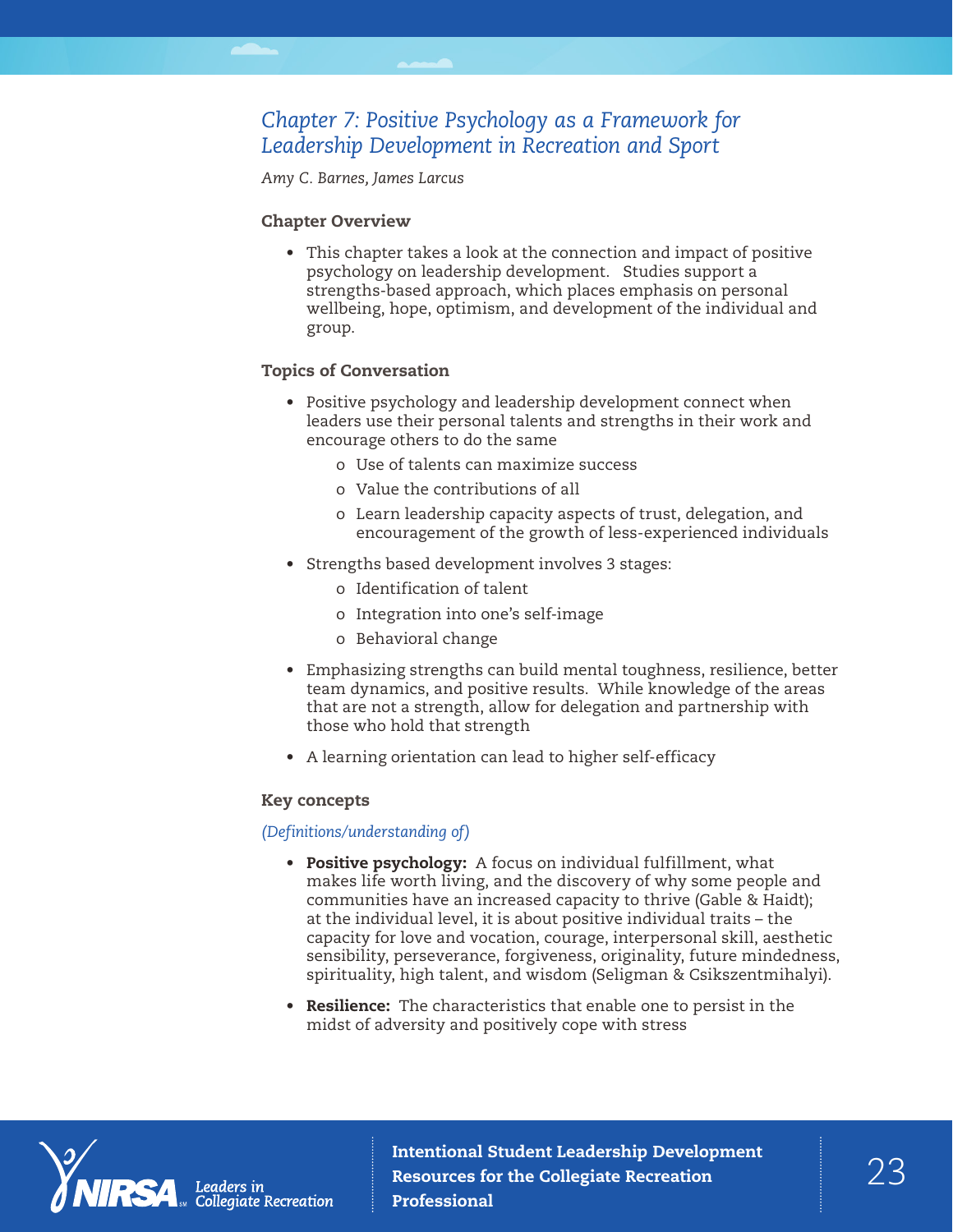# Chapter 7: Positive Psychology as a Framework for Leadership Development in Recreation and Sport

*Amy C. Barnes, James Larcus*

### Chapter Overview

- This chapter takes a look at the connection and impact of positive psychology on leadership development. Studies support a strengths-based approach, which places emphasis on personal wellbeing, hope, optimism, and development of the individual and group.

### Topics of Conversation

- Positive psychology and leadership development connect when leaders use their personal talents and strengths in their work and encourage others to do the same
    - Use of talents can maximize success
    - Value the contributions of all
    - Learn leadership capacity aspects of trust, delegation, and encouragement of the growth of less-experienced individuals
- Strengths based development involves 3 stages:
    - Identification of talent
    - Integration into one's self-image
    - Behavioral change
- Emphasizing strengths can build mental toughness, resilience, better team dynamics, and positive results. While knowledge of the areas that are not a strength, allow for delegation and partnership with those who hold that strength
- A learning orientation can lead to higher self-efficacy

### Key concepts

*(Definitions/understanding of)*

- **Positive psychology:** A focus on individual fulfillment, what makes life worth living, and the discovery of why some people and communities have an increased capacity to thrive (Gable & Haidt); at the individual level, it is about positive individual traits – the capacity for love and vocation, courage, interpersonal skill, aesthetic sensibility, perseverance, forgiveness, originality, future mindedness, spirituality, high talent, and wisdom (Seligman & Csikszentmihalyi).
- **Resilience:** The characteristics that enable one to persist in the midst of adversity and positively cope with stress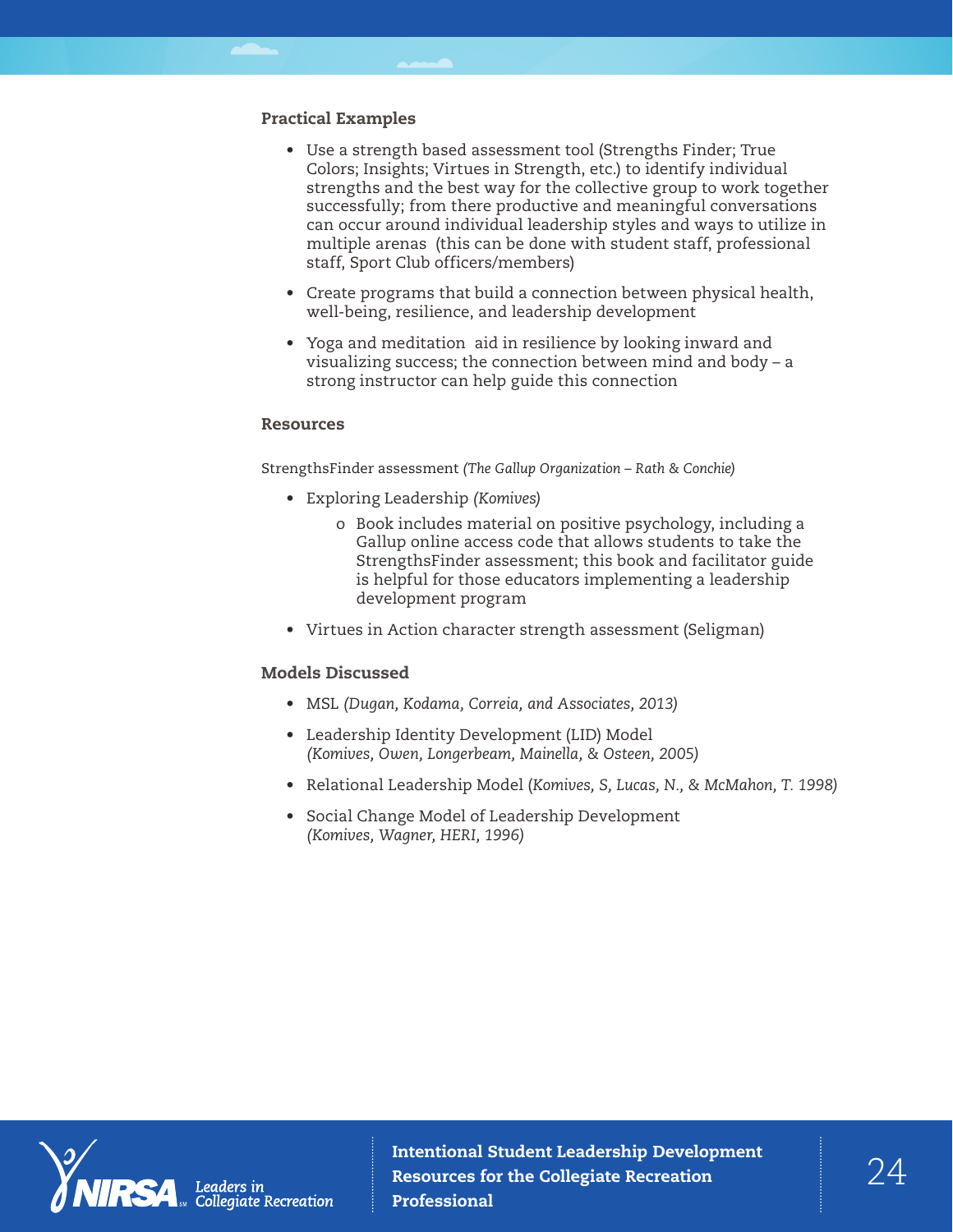### Practical Examples

- Use a strength based assessment tool (Strengths Finder; True Colors; Insights; Virtues in Strength, etc.) to identify individual strengths and the best way for the collective group to work together successfully; from there productive and meaningful conversations can occur around individual leadership styles and ways to utilize in multiple arenas (this can be done with student staff, professional staff, Sport Club officers/members)
- Create programs that build a connection between physical health, well-being, resilience, and leadership development
- Yoga and meditation aid in resilience by looking inward and visualizing success; the connection between mind and body – a strong instructor can help guide this connection

### Resources

StrengthsFinder assessment *(The Gallup Organization – Rath & Conchie)*

- Exploring Leadership *(Komives)*
  - Book includes material on positive psychology, including a Gallup online access code that allows students to take the StrengthsFinder assessment; this book and facilitator guide is helpful for those educators implementing a leadership development program
- Virtues in Action character strength assessment (Seligman)

### Models Discussed

- MSL *(Dugan, Kodama, Correia, and Associates, 2013)*
- Leadership Identity Development (LID) Model *(Komives, Owen, Longerbeam, Mainella, & Osteen, 2005)*
- Relational Leadership Model (*Komives, S, Lucas, N., & McMahon, T. 1998)*
- Social Change Model of Leadership Development *(Komives, Wagner, HERI, 1996)*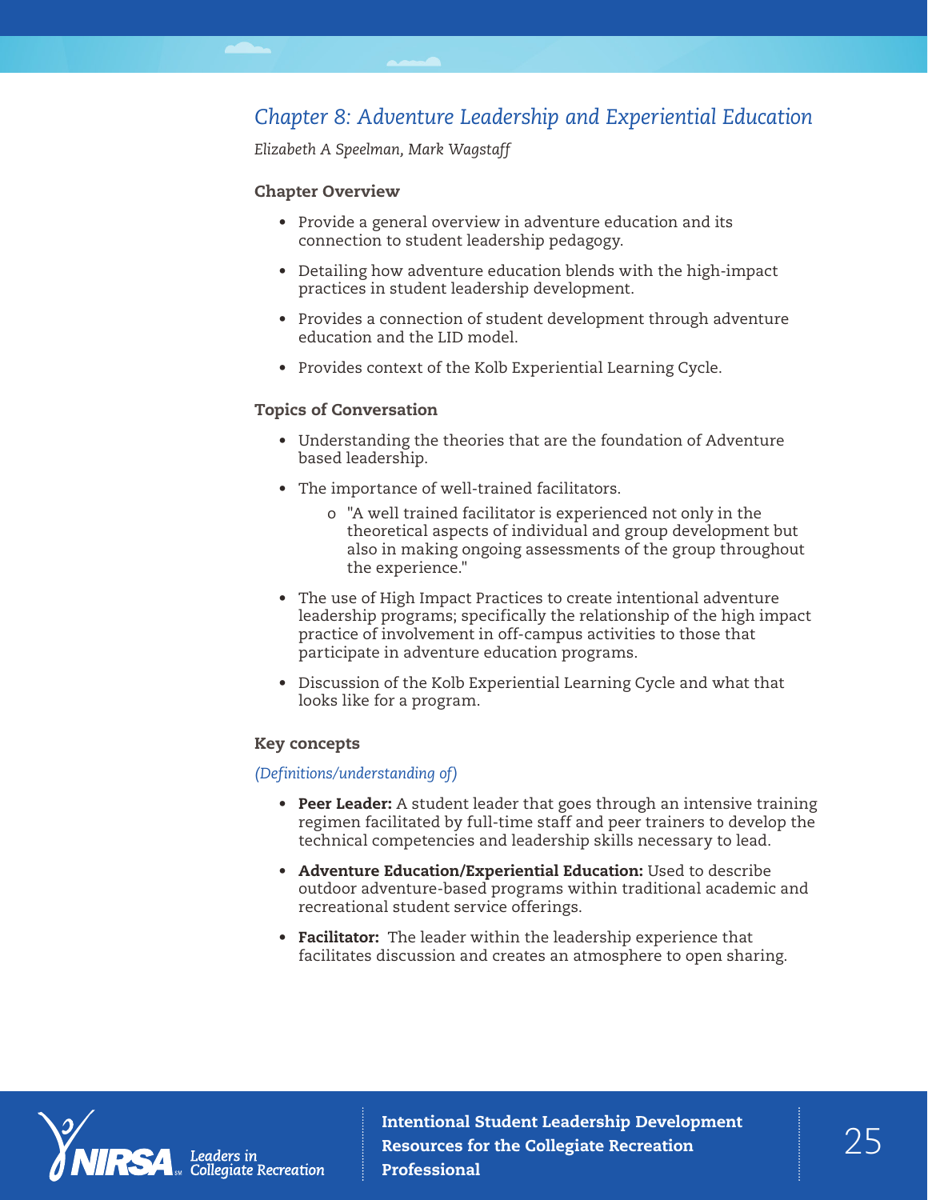## *Chapter 8: Adventure Leadership and Experiential Education*

*Elizabeth A Speelman, Mark Wagstaff*

### Chapter Overview

- Provide a general overview in adventure education and its connection to student leadership pedagogy.
- Detailing how adventure education blends with the high-impact practices in student leadership development.
- Provides a connection of student development through adventure education and the LID model.
- Provides context of the Kolb Experiential Learning Cycle.

### Topics of Conversation

- Understanding the theories that are the foundation of Adventure based leadership.
- The importance of well-trained facilitators.
    - "A well trained facilitator is experienced not only in the theoretical aspects of individual and group development but also in making ongoing assessments of the group throughout the experience."
- The use of High Impact Practices to create intentional adventure leadership programs; specifically the relationship of the high impact practice of involvement in off-campus activities to those that participate in adventure education programs.
- Discussion of the Kolb Experiential Learning Cycle and what that looks like for a program.

### Key concepts

*(Definitions/understanding of)*

- **Peer Leader:** A student leader that goes through an intensive training regimen facilitated by full-time staff and peer trainers to develop the technical competencies and leadership skills necessary to lead.
- **Adventure Education/Experiential Education:** Used to describe outdoor adventure-based programs within traditional academic and recreational student service offerings.
- **Facilitator:** The leader within the leadership experience that facilitates discussion and creates an atmosphere to open sharing.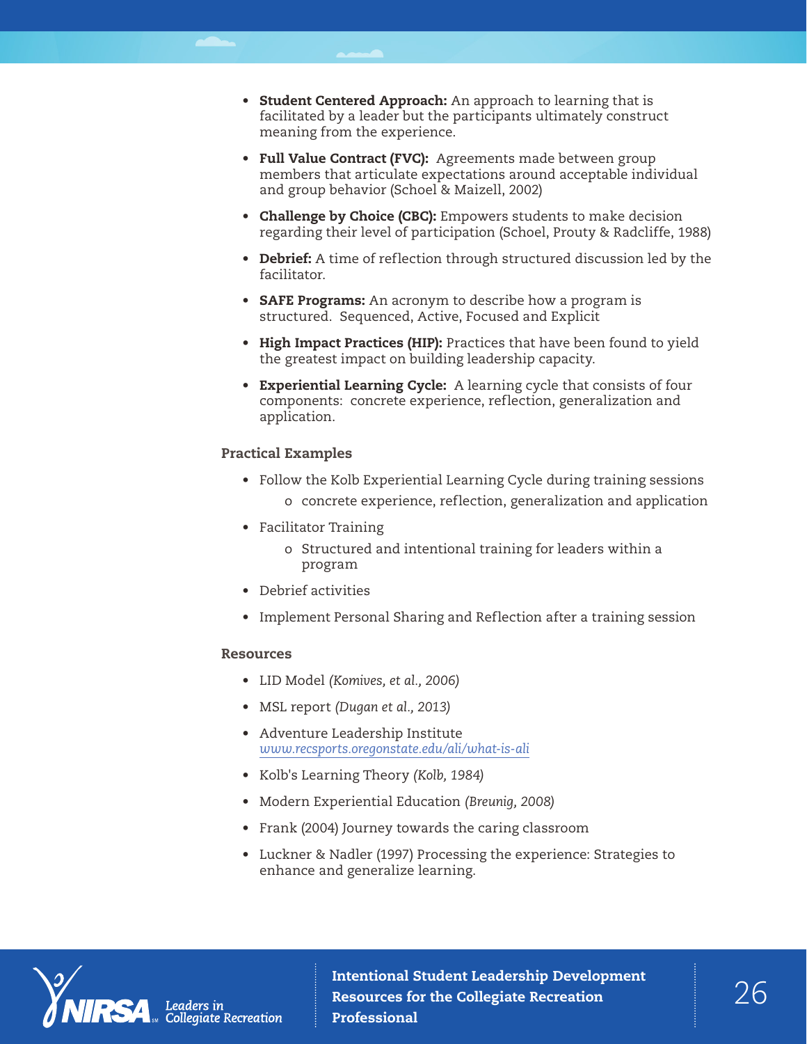- **Student Centered Approach:** An approach to learning that is facilitated by a leader but the participants ultimately construct meaning from the experience.
- **Full Value Contract (FVC):** Agreements made between group members that articulate expectations around acceptable individual and group behavior (Schoel & Maizell, 2002)
- **Challenge by Choice (CBC):** Empowers students to make decision regarding their level of participation (Schoel, Prouty & Radcliffe, 1988)
- **Debrief:** A time of reflection through structured discussion led by the facilitator.
- **SAFE Programs:** An acronym to describe how a program is structured. Sequenced, Active, Focused and Explicit
- **High Impact Practices (HIP):** Practices that have been found to yield the greatest impact on building leadership capacity.
- **Experiential Learning Cycle:** A learning cycle that consists of four components: concrete experience, reflection, generalization and application.

### Practical Examples

- Follow the Kolb Experiential Learning Cycle during training sessions
    - concrete experience, reflection, generalization and application
- Facilitator Training
    - Structured and intentional training for leaders within a program
- Debrief activities
- Implement Personal Sharing and Reflection after a training session

### Resources

- LID Model *(Komives, et al., 2006)*
- MSL report *(Dugan et al., 2013)*
- Adventure Leadership Institute *www.recsports.oregonstate.edu/ali/what-is-ali*
- Kolb's Learning Theory *(Kolb, 1984)*
- Modern Experiential Education *(Breunig, 2008)*
- Frank (2004) Journey towards the caring classroom
- Luckner & Nadler (1997) Processing the experience: Strategies to enhance and generalize learning.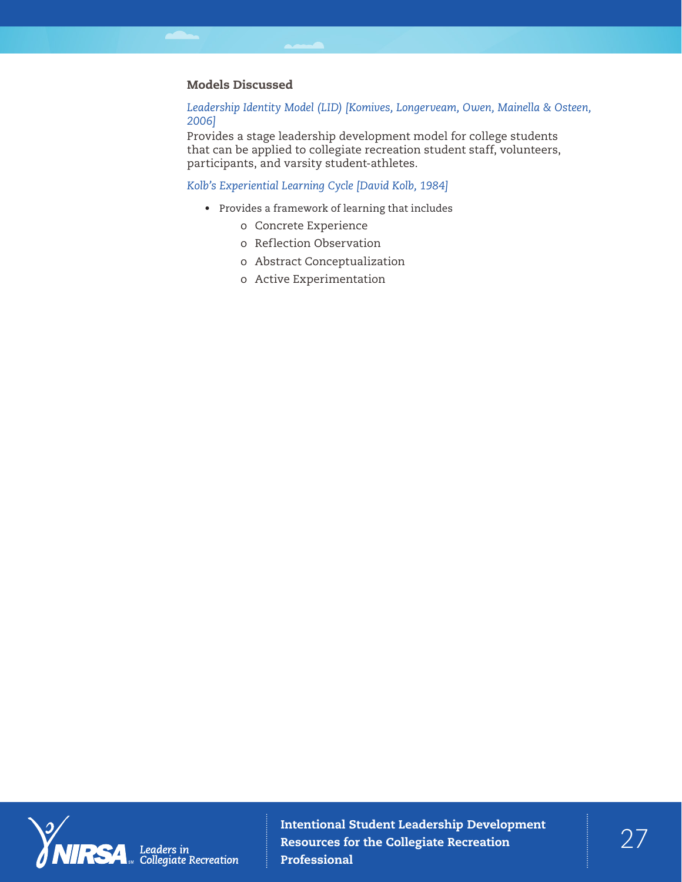### Models Discussed

*Leadership Identity Model (LID) [Komives, Longerveam, Owen, Mainella & Osteen, 2006]*

Provides a stage leadership development model for college students that can be applied to collegiate recreation student staff, volunteers, participants, and varsity student-athletes.

*Kolb's Experiential Learning Cycle [David Kolb, 1984]*

- Provides a framework of learning that includes
  - Concrete Experience
  - Reflection Observation
  - Abstract Conceptualization
  - Active Experimentation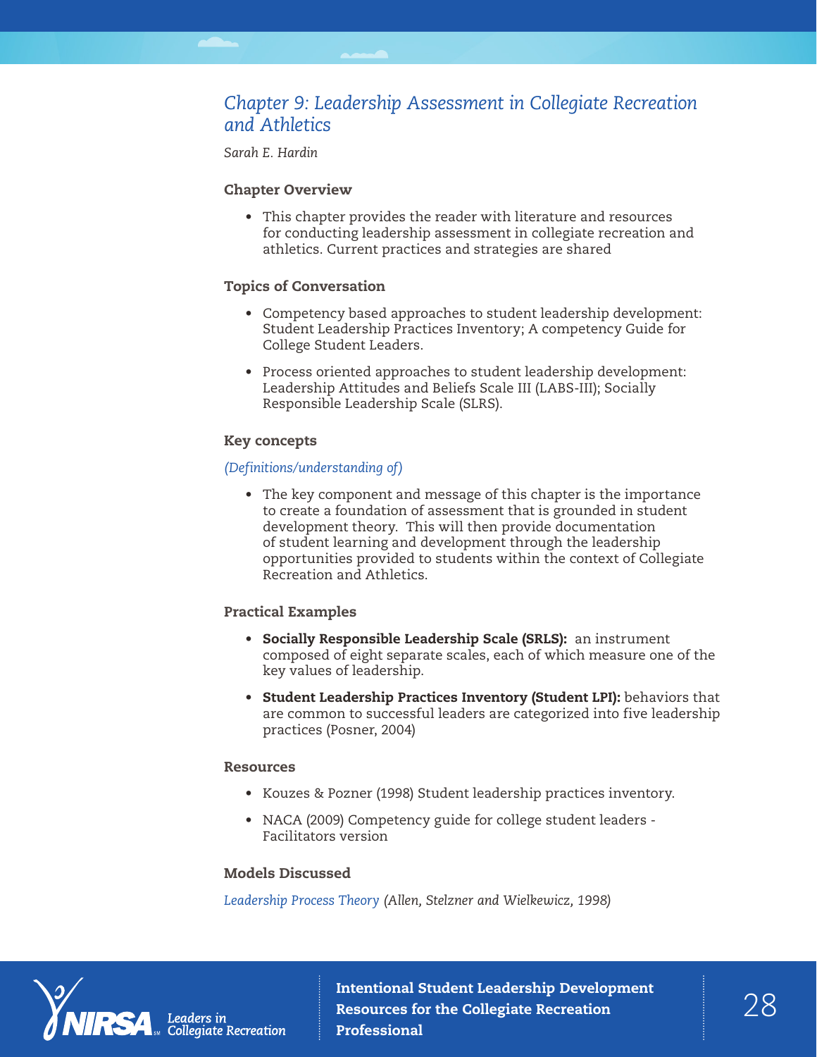# Chapter 9: Leadership Assessment in Collegiate Recreation and Athletics

*Sarah E. Hardin*

### Chapter Overview

- This chapter provides the reader with literature and resources for conducting leadership assessment in collegiate recreation and athletics. Current practices and strategies are shared

### Topics of Conversation

- Competency based approaches to student leadership development: Student Leadership Practices Inventory; A competency Guide for College Student Leaders.
- Process oriented approaches to student leadership development: Leadership Attitudes and Beliefs Scale III (LABS-III); Socially Responsible Leadership Scale (SLRS).

### Key concepts

*(Definitions/understanding of)*

- The key component and message of this chapter is the importance to create a foundation of assessment that is grounded in student development theory. This will then provide documentation of student learning and development through the leadership opportunities provided to students within the context of Collegiate Recreation and Athletics.

### Practical Examples

- **Socially Responsible Leadership Scale (SRLS):** an instrument composed of eight separate scales, each of which measure one of the key values of leadership.
- **Student Leadership Practices Inventory (Student LPI):** behaviors that are common to successful leaders are categorized into five leadership practices (Posner, 2004)

### Resources

- Kouzes & Pozner (1998) Student leadership practices inventory.
- NACA (2009) Competency guide for college student leaders - Facilitators version

### Models Discussed

*Leadership Process Theory (Allen, Stelzner and Wielkewicz, 1998)*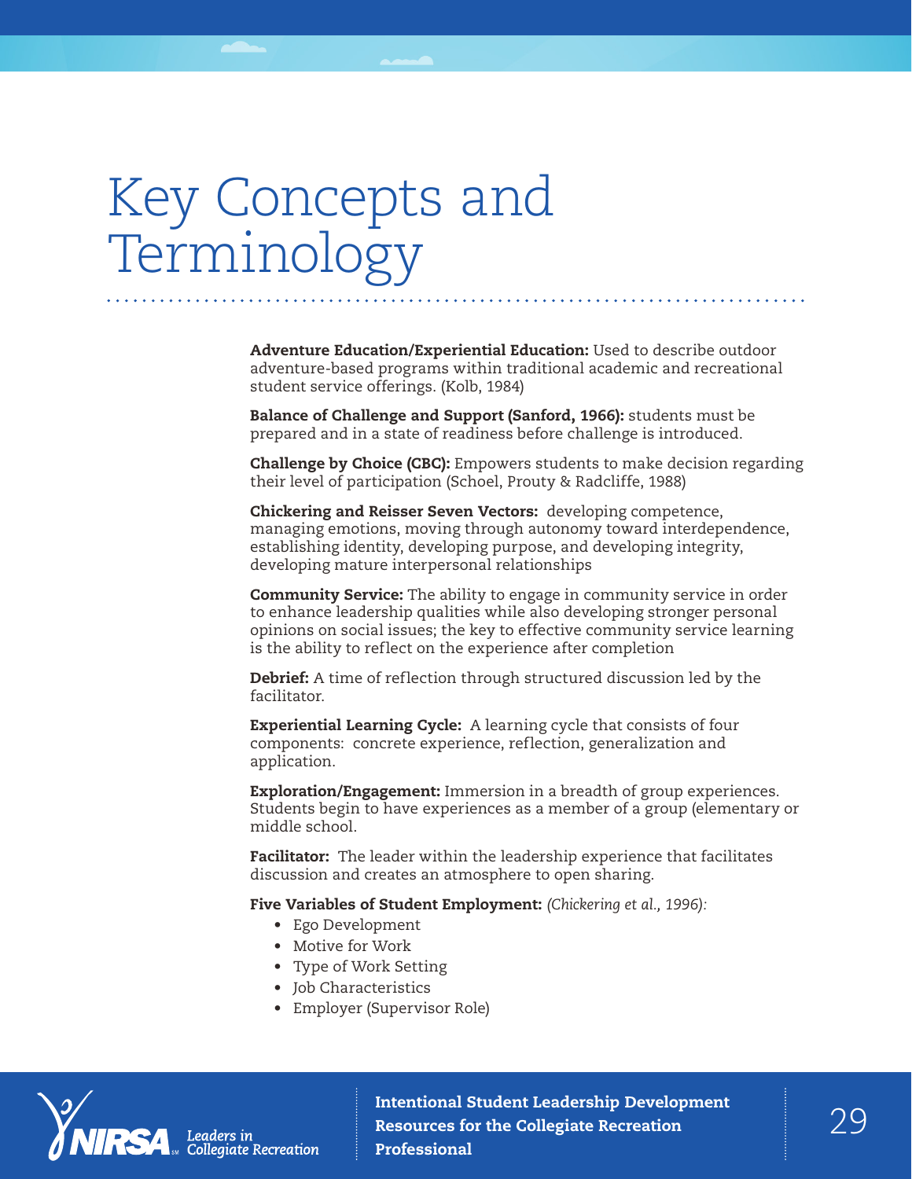# Key Concepts and Terminology

**Adventure Education/Experiential Education:** Used to describe outdoor adventure-based programs within traditional academic and recreational student service offerings. (Kolb, 1984)

**Balance of Challenge and Support (Sanford, 1966):** students must be prepared and in a state of readiness before challenge is introduced.

**Challenge by Choice (CBC):** Empowers students to make decision regarding their level of participation (Schoel, Prouty & Radcliffe, 1988)

**Chickering and Reisser Seven Vectors:** developing competence, managing emotions, moving through autonomy toward interdependence, establishing identity, developing purpose, and developing integrity, developing mature interpersonal relationships

**Community Service:** The ability to engage in community service in order to enhance leadership qualities while also developing stronger personal opinions on social issues; the key to effective community service learning is the ability to reflect on the experience after completion

**Debrief:** A time of reflection through structured discussion led by the facilitator.

**Experiential Learning Cycle:** A learning cycle that consists of four components: concrete experience, reflection, generalization and application.

**Exploration/Engagement:** Immersion in a breadth of group experiences. Students begin to have experiences as a member of a group (elementary or middle school.

**Facilitator:** The leader within the leadership experience that facilitates discussion and creates an atmosphere to open sharing.

**Five Variables of Student Employment:** *(Chickering et al., 1996):*

- Ego Development
- Motive for Work
- Type of Work Setting
- Job Characteristics
- Employer (Supervisor Role)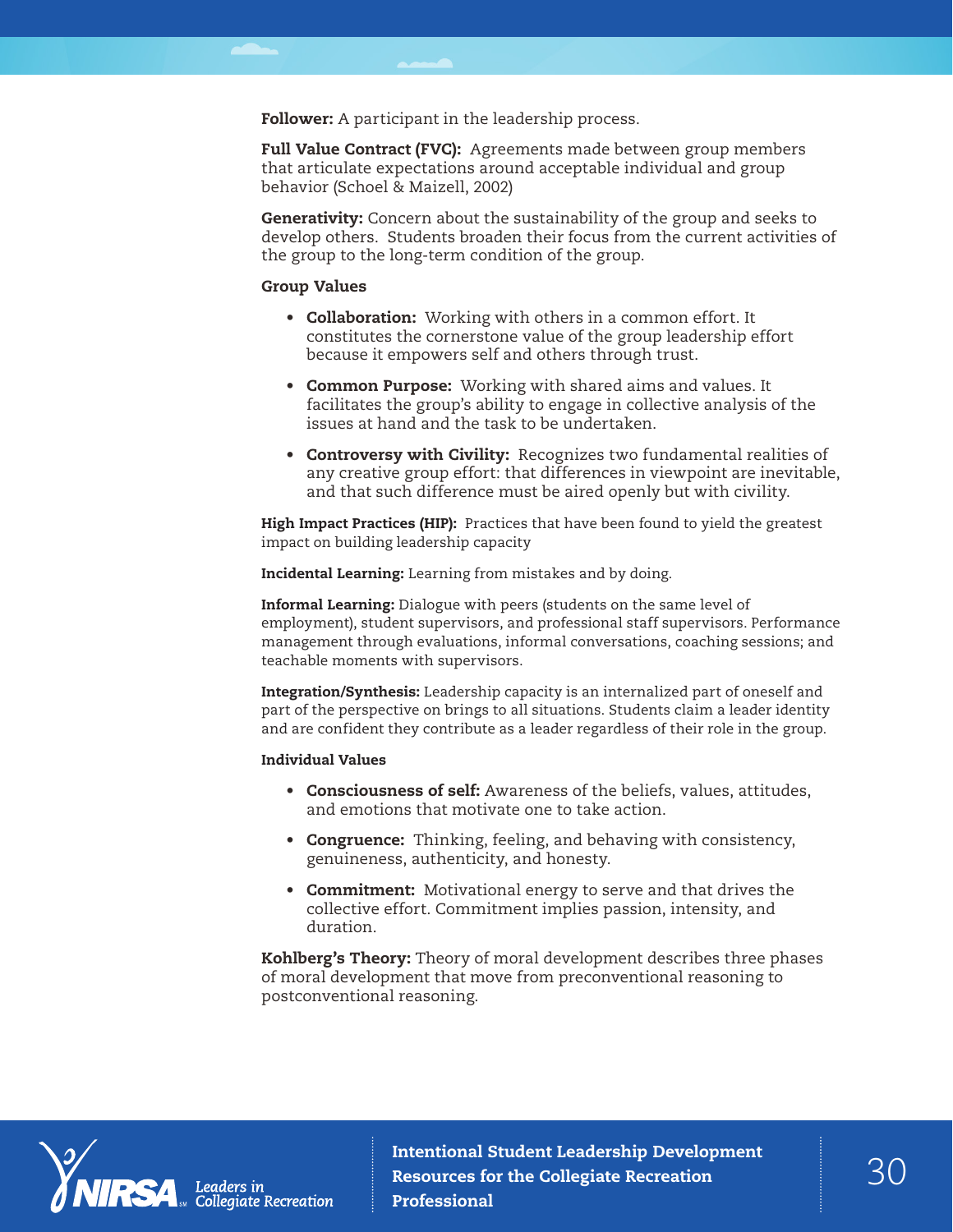**Follower:** A participant in the leadership process.

**Full Value Contract (FVC):** Agreements made between group members that articulate expectations around acceptable individual and group behavior (Schoel & Maizell, 2002)

**Generativity:** Concern about the sustainability of the group and seeks to develop others. Students broaden their focus from the current activities of the group to the long-term condition of the group.

**Group Values**

- **Collaboration:** Working with others in a common effort. It constitutes the cornerstone value of the group leadership effort because it empowers self and others through trust.
- **Common Purpose:** Working with shared aims and values. It facilitates the group's ability to engage in collective analysis of the issues at hand and the task to be undertaken.
- **Controversy with Civility:** Recognizes two fundamental realities of any creative group effort: that differences in viewpoint are inevitable, and that such difference must be aired openly but with civility.

**High Impact Practices (HIP):** Practices that have been found to yield the greatest impact on building leadership capacity

**Incidental Learning:** Learning from mistakes and by doing.

**Informal Learning:** Dialogue with peers (students on the same level of employment), student supervisors, and professional staff supervisors. Performance management through evaluations, informal conversations, coaching sessions; and teachable moments with supervisors.

**Integration/Synthesis:** Leadership capacity is an internalized part of oneself and part of the perspective on brings to all situations. Students claim a leader identity and are confident they contribute as a leader regardless of their role in the group.

**Individual Values**

- **Consciousness of self:** Awareness of the beliefs, values, attitudes, and emotions that motivate one to take action.
- **Congruence:** Thinking, feeling, and behaving with consistency, genuineness, authenticity, and honesty.
- **Commitment:** Motivational energy to serve and that drives the collective effort. Commitment implies passion, intensity, and duration.

**Kohlberg's Theory:** Theory of moral development describes three phases of moral development that move from preconventional reasoning to postconventional reasoning.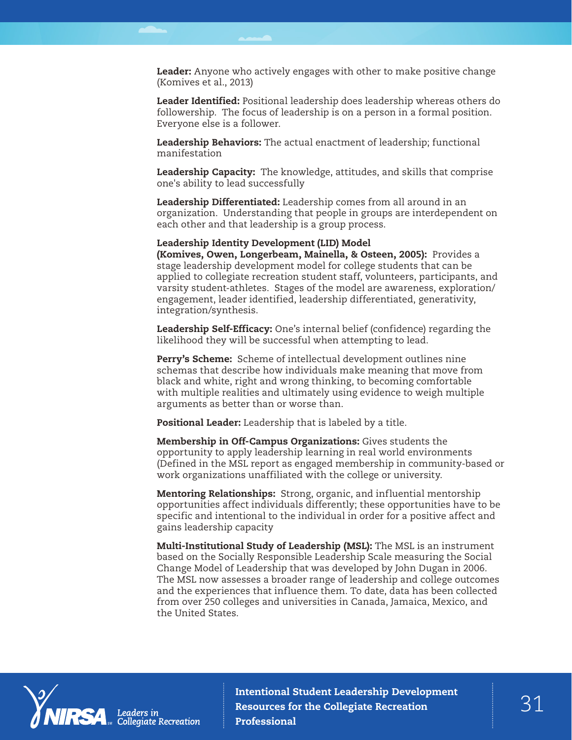**Leader:** Anyone who actively engages with other to make positive change (Komives et al., 2013)

**Leader Identified:** Positional leadership does leadership whereas others do followership. The focus of leadership is on a person in a formal position. Everyone else is a follower.

**Leadership Behaviors:** The actual enactment of leadership; functional manifestation

**Leadership Capacity:** The knowledge, attitudes, and skills that comprise one's ability to lead successfully

**Leadership Differentiated:** Leadership comes from all around in an organization. Understanding that people in groups are interdependent on each other and that leadership is a group process.

**Leadership Identity Development (LID) Model (Komives, Owen, Longerbeam, Mainella, & Osteen, 2005):** Provides a stage leadership development model for college students that can be applied to collegiate recreation student staff, volunteers, participants, and varsity student-athletes. Stages of the model are awareness, exploration/engagement, leader identified, leadership differentiated, generativity, integration/synthesis.

**Leadership Self-Efficacy:** One's internal belief (confidence) regarding the likelihood they will be successful when attempting to lead.

**Perry's Scheme:** Scheme of intellectual development outlines nine schemas that describe how individuals make meaning that move from black and white, right and wrong thinking, to becoming comfortable with multiple realities and ultimately using evidence to weigh multiple arguments as better than or worse than.

**Positional Leader:** Leadership that is labeled by a title.

**Membership in Off-Campus Organizations:** Gives students the opportunity to apply leadership learning in real world environments (Defined in the MSL report as engaged membership in community-based or work organizations unaffiliated with the college or university.

**Mentoring Relationships:** Strong, organic, and influential mentorship opportunities affect individuals differently; these opportunities have to be specific and intentional to the individual in order for a positive affect and gains leadership capacity

**Multi-Institutional Study of Leadership (MSL):** The MSL is an instrument based on the Socially Responsible Leadership Scale measuring the Social Change Model of Leadership that was developed by John Dugan in 2006. The MSL now assesses a broader range of leadership and college outcomes and the experiences that influence them. To date, data has been collected from over 250 colleges and universities in Canada, Jamaica, Mexico, and the United States.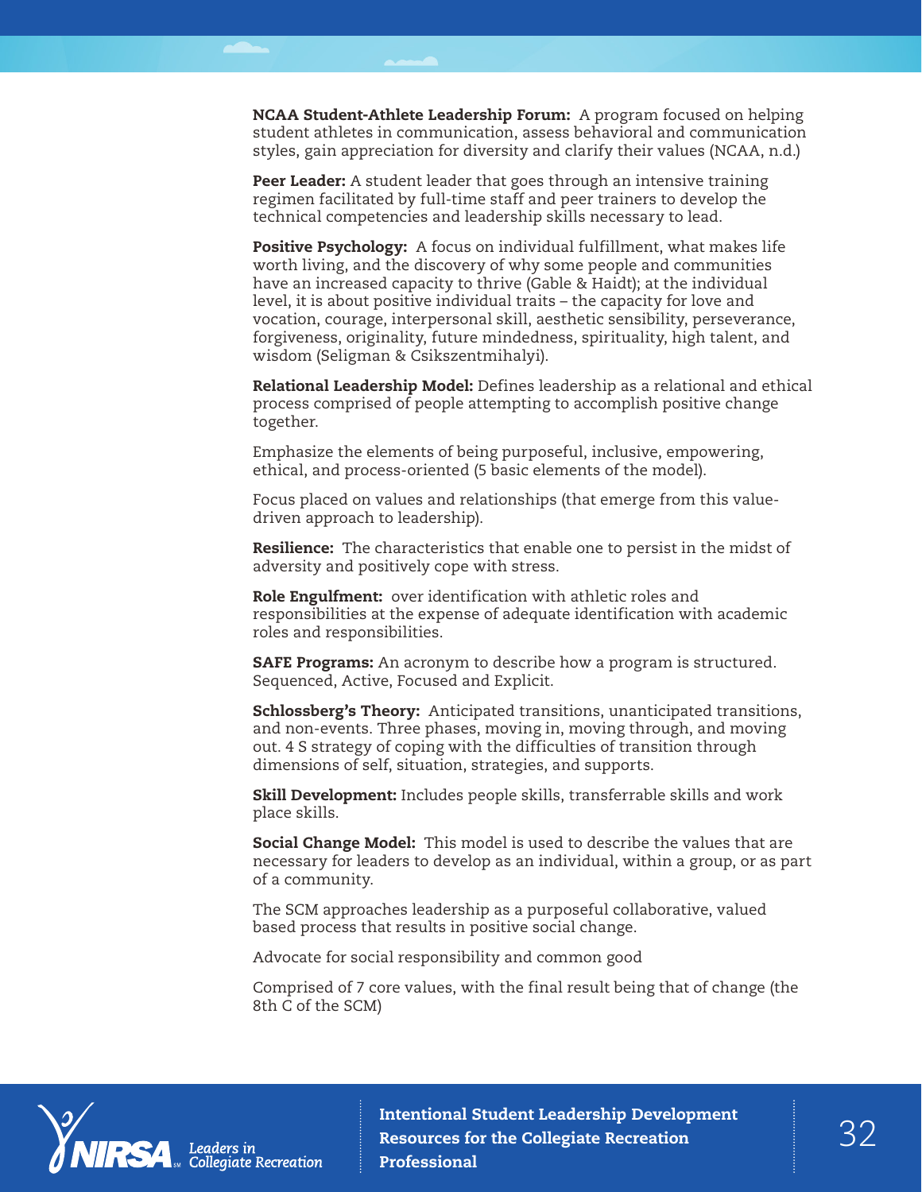**NCAA Student-Athlete Leadership Forum:** A program focused on helping student athletes in communication, assess behavioral and communication styles, gain appreciation for diversity and clarify their values (NCAA, n.d.)

**Peer Leader:** A student leader that goes through an intensive training regimen facilitated by full-time staff and peer trainers to develop the technical competencies and leadership skills necessary to lead.

**Positive Psychology:** A focus on individual fulfillment, what makes life worth living, and the discovery of why some people and communities have an increased capacity to thrive (Gable & Haidt); at the individual level, it is about positive individual traits – the capacity for love and vocation, courage, interpersonal skill, aesthetic sensibility, perseverance, forgiveness, originality, future mindedness, spirituality, high talent, and wisdom (Seligman & Csikszentmihalyi).

**Relational Leadership Model:** Defines leadership as a relational and ethical process comprised of people attempting to accomplish positive change together.

Emphasize the elements of being purposeful, inclusive, empowering, ethical, and process-oriented (5 basic elements of the model).

Focus placed on values and relationships (that emerge from this value-driven approach to leadership).

**Resilience:** The characteristics that enable one to persist in the midst of adversity and positively cope with stress.

**Role Engulfment:** over identification with athletic roles and responsibilities at the expense of adequate identification with academic roles and responsibilities.

**SAFE Programs:** An acronym to describe how a program is structured. Sequenced, Active, Focused and Explicit.

**Schlossberg's Theory:** Anticipated transitions, unanticipated transitions, and non-events. Three phases, moving in, moving through, and moving out. 4 S strategy of coping with the difficulties of transition through dimensions of self, situation, strategies, and supports.

**Skill Development:** Includes people skills, transferrable skills and work place skills.

**Social Change Model:** This model is used to describe the values that are necessary for leaders to develop as an individual, within a group, or as part of a community.

The SCM approaches leadership as a purposeful collaborative, valued based process that results in positive social change.

Advocate for social responsibility and common good

Comprised of 7 core values, with the final result being that of change (the 8th C of the SCM)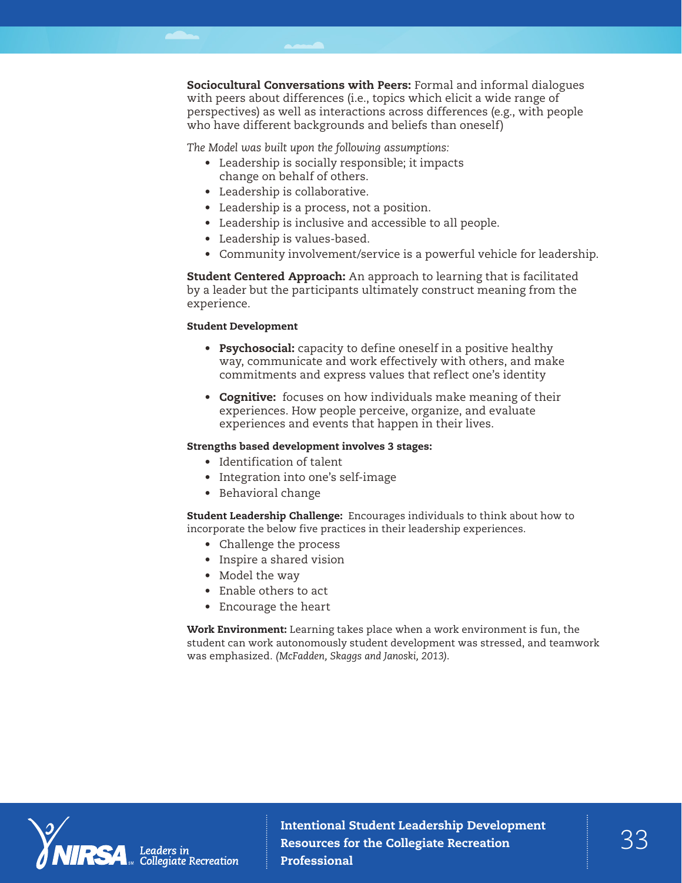**Sociocultural Conversations with Peers:** Formal and informal dialogues with peers about differences (i.e., topics which elicit a wide range of perspectives) as well as interactions across differences (e.g., with people who have different backgrounds and beliefs than oneself)

*The Model was built upon the following assumptions:*

- Leadership is socially responsible; it impacts change on behalf of others.
- Leadership is collaborative.
- Leadership is a process, not a position.
- Leadership is inclusive and accessible to all people.
- Leadership is values-based.
- Community involvement/service is a powerful vehicle for leadership.

**Student Centered Approach:** An approach to learning that is facilitated by a leader but the participants ultimately construct meaning from the experience.

**Student Development**

- **Psychosocial:** capacity to define oneself in a positive healthy way, communicate and work effectively with others, and make commitments and express values that reflect one's identity
- **Cognitive:** focuses on how individuals make meaning of their experiences. How people perceive, organize, and evaluate experiences and events that happen in their lives.

**Strengths based development involves 3 stages:**

- Identification of talent
- Integration into one's self-image
- Behavioral change

**Student Leadership Challenge:** Encourages individuals to think about how to incorporate the below five practices in their leadership experiences.

- Challenge the process
- Inspire a shared vision
- Model the way
- Enable others to act
- Encourage the heart

**Work Environment:** Learning takes place when a work environment is fun, the student can work autonomously student development was stressed, and teamwork was emphasized. *(McFadden, Skaggs and Janoski, 2013).*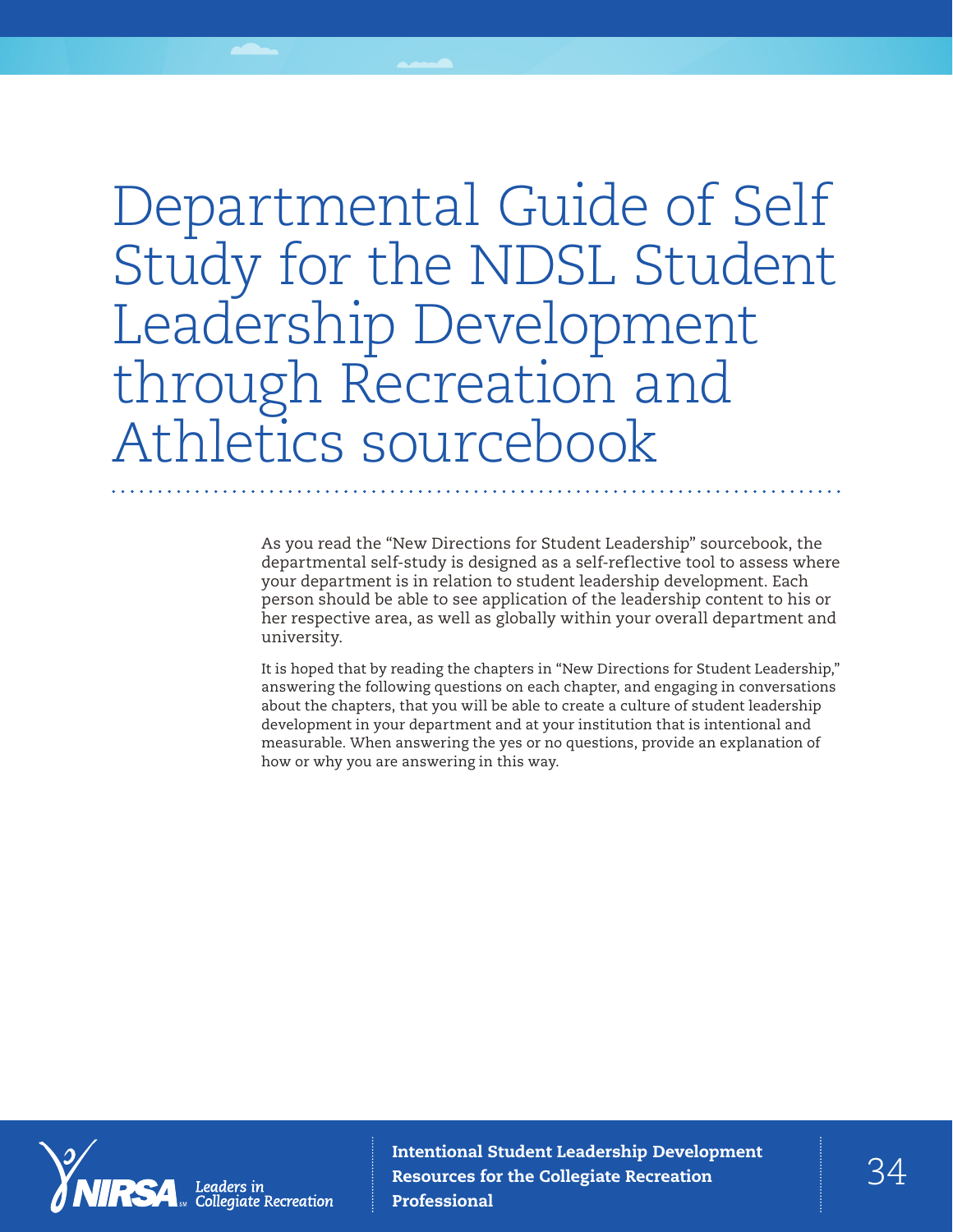# Departmental Guide of Self Study for the NDSL Student Leadership Development through Recreation and Athletics sourcebook

As you read the "New Directions for Student Leadership" sourcebook, the departmental self-study is designed as a self-reflective tool to assess where your department is in relation to student leadership development. Each person should be able to see application of the leadership content to his or her respective area, as well as globally within your overall department and university.

It is hoped that by reading the chapters in "New Directions for Student Leadership," answering the following questions on each chapter, and engaging in conversations about the chapters, that you will be able to create a culture of student leadership development in your department and at your institution that is intentional and measurable. When answering the yes or no questions, provide an explanation of how or why you are answering in this way.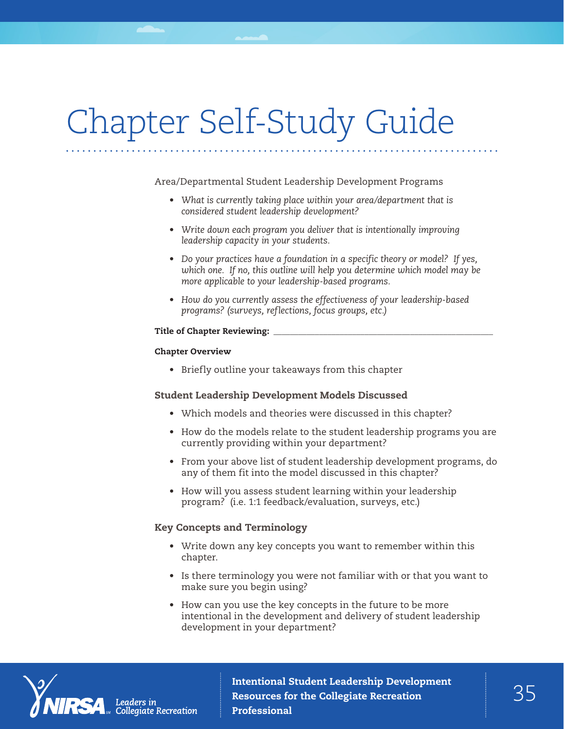# Chapter Self-Study Guide

Area/Departmental Student Leadership Development Programs

- *What is currently taking place within your area/department that is considered student leadership development?*
- *Write down each program you deliver that is intentionally improving leadership capacity in your students.*
- *Do your practices have a foundation in a specific theory or model? If yes, which one. If no, this outline will help you determine which model may be more applicable to your leadership-based programs.*
- *How do you currently assess the effectiveness of your leadership-based programs? (surveys, reflections, focus groups, etc.)*

**Title of Chapter Reviewing:** ___________________________________________

**Chapter Overview**

- Briefly outline your takeaways from this chapter

### Student Leadership Development Models Discussed

- Which models and theories were discussed in this chapter?
- How do the models relate to the student leadership programs you are currently providing within your department?
- From your above list of student leadership development programs, do any of them fit into the model discussed in this chapter?
- How will you assess student learning within your leadership program? (i.e. 1:1 feedback/evaluation, surveys, etc.)

### Key Concepts and Terminology

- Write down any key concepts you want to remember within this chapter.
- Is there terminology you were not familiar with or that you want to make sure you begin using?
- How can you use the key concepts in the future to be more intentional in the development and delivery of student leadership development in your department?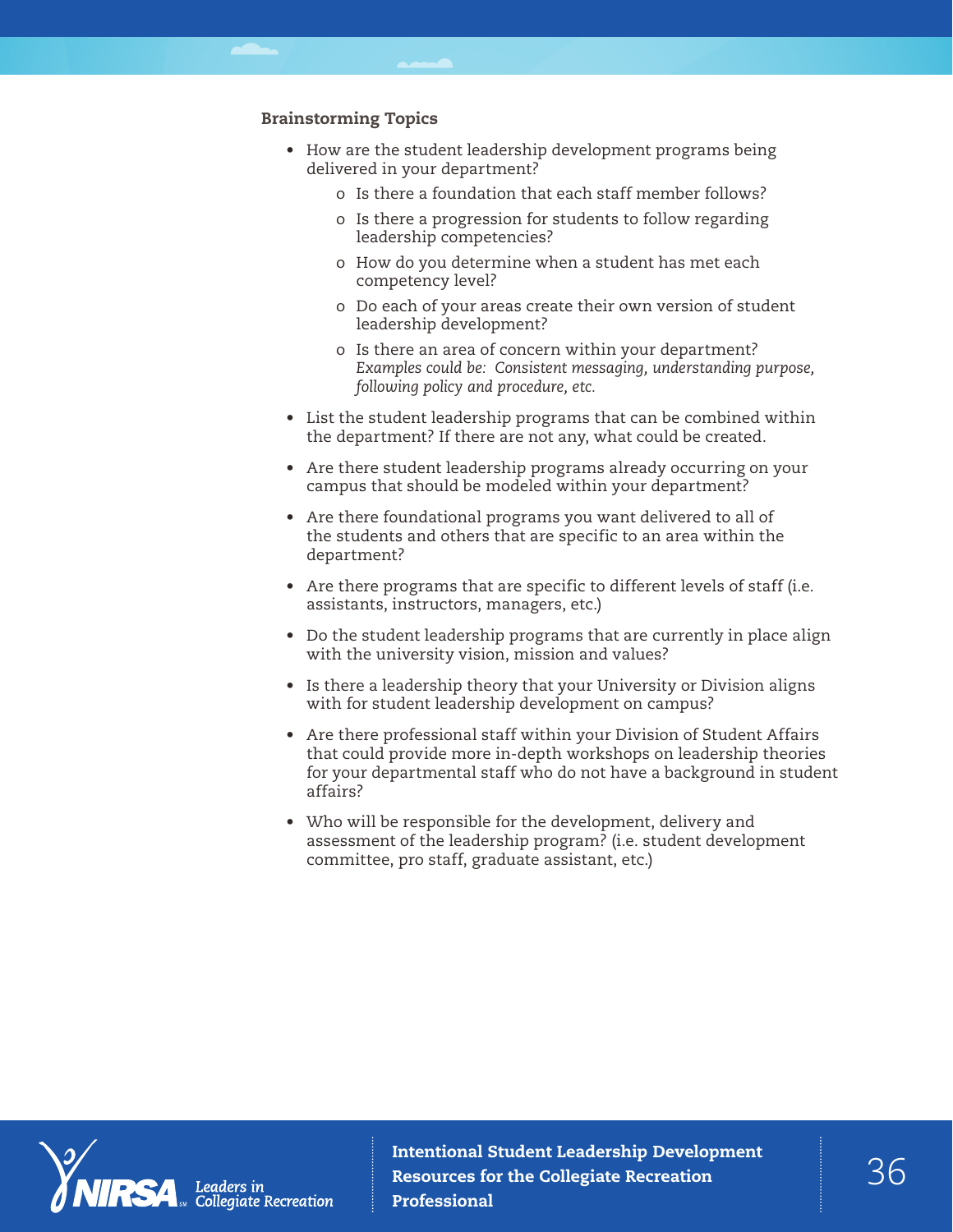### Brainstorming Topics

- How are the student leadership development programs being delivered in your department?
  - Is there a foundation that each staff member follows?
  - Is there a progression for students to follow regarding leadership competencies?
  - How do you determine when a student has met each competency level?
  - Do each of your areas create their own version of student leadership development?
  - Is there an area of concern within your department? *Examples could be: Consistent messaging, understanding purpose, following policy and procedure, etc.*
- List the student leadership programs that can be combined within the department? If there are not any, what could be created.
- Are there student leadership programs already occurring on your campus that should be modeled within your department?
- Are there foundational programs you want delivered to all of the students and others that are specific to an area within the department?
- Are there programs that are specific to different levels of staff (i.e. assistants, instructors, managers, etc.)
- Do the student leadership programs that are currently in place align with the university vision, mission and values?
- Is there a leadership theory that your University or Division aligns with for student leadership development on campus?
- Are there professional staff within your Division of Student Affairs that could provide more in-depth workshops on leadership theories for your departmental staff who do not have a background in student affairs?
- Who will be responsible for the development, delivery and assessment of the leadership program? (i.e. student development committee, pro staff, graduate assistant, etc.)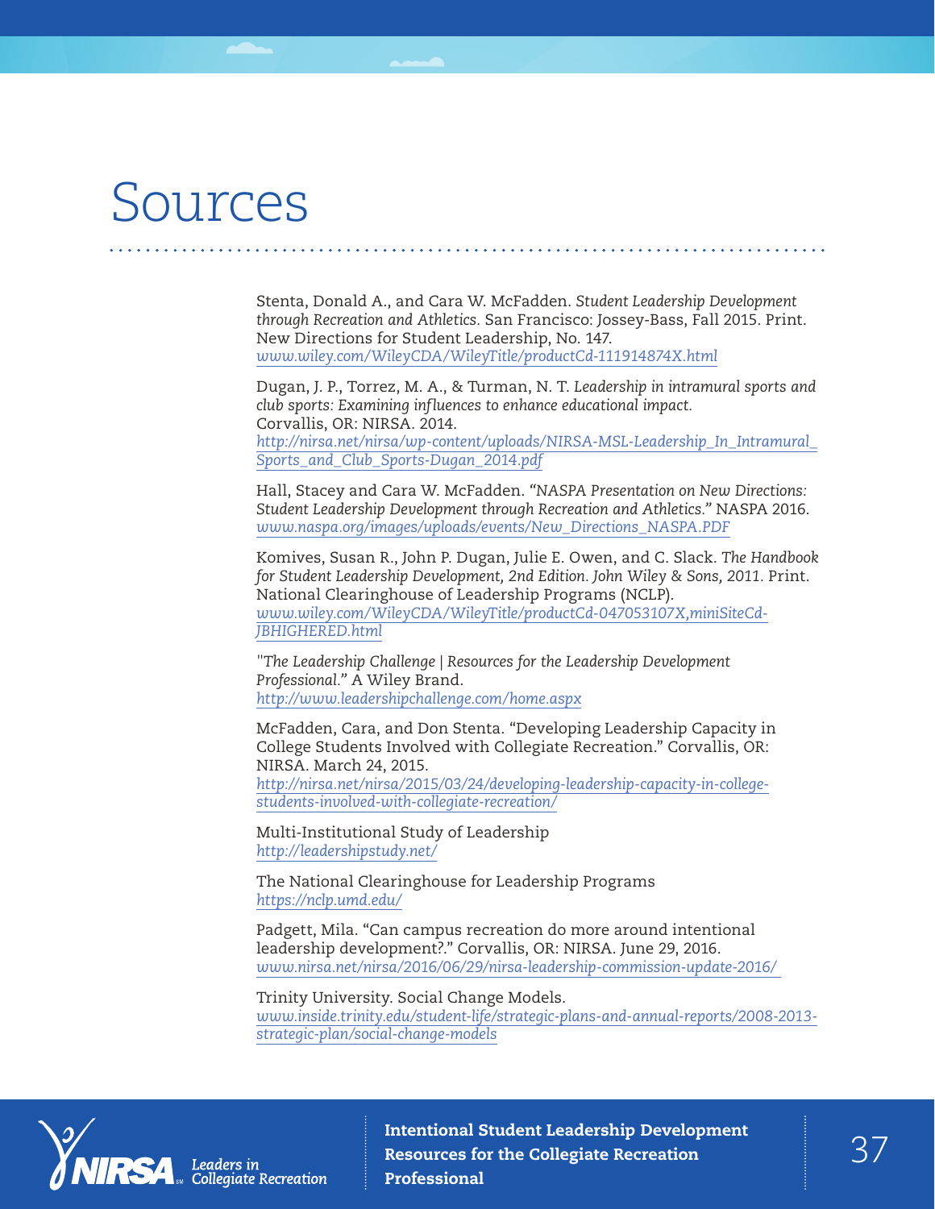# Sources

Stenta, Donald A., and Cara W. McFadden. *Student Leadership Development through Recreation and Athletics.* San Francisco: Jossey-Bass, Fall 2015. Print. New Directions for Student Leadership, No. 147.
*www.wiley.com/WileyCDA/WileyTitle/productCd-111914874X.html*

Dugan, J. P., Torrez, M. A., & Turman, N. T. *Leadership in intramural sports and club sports: Examining influences to enhance educational impact.* Corvallis, OR: NIRSA. 2014.
*http://nirsa.net/nirsa/wp-content/uploads/NIRSA-MSL-Leadership_In_Intramural_Sports_and_Club_Sports-Dugan_2014.pdf*

Hall, Stacey and Cara W. McFadden. *"NASPA Presentation on New Directions: Student Leadership Development through Recreation and Athletics."* NASPA 2016.
*www.naspa.org/images/uploads/events/New_Directions_NASPA.PDF*

Komives, Susan R., John P. Dugan, Julie E. Owen, and C. Slack. *The Handbook for Student Leadership Development, 2nd Edition. John Wiley & Sons, 2011.* Print. National Clearinghouse of Leadership Programs (NCLP).
*www.wiley.com/WileyCDA/WileyTitle/productCd-047053107X,miniSiteCd-JBHIGHERED.html*

*"The Leadership Challenge | Resources for the Leadership Development Professional."* A Wiley Brand.
*http://www.leadershipchallenge.com/home.aspx*

McFadden, Cara, and Don Stenta. "Developing Leadership Capacity in College Students Involved with Collegiate Recreation." Corvallis, OR: NIRSA. March 24, 2015.
*http://nirsa.net/nirsa/2015/03/24/developing-leadership-capacity-in-college-students-involved-with-collegiate-recreation/*

Multi-Institutional Study of Leadership
*http://leadershipstudy.net/*

The National Clearinghouse for Leadership Programs
*https://nclp.umd.edu/*

Padgett, Mila. "Can campus recreation do more around intentional leadership development?." Corvallis, OR: NIRSA. June 29, 2016.
*www.nirsa.net/nirsa/2016/06/29/nirsa-leadership-commission-update-2016/*

Trinity University. Social Change Models.
*www.inside.trinity.edu/student-life/strategic-plans-and-annual-reports/2008-2013-strategic-plan/social-change-models*